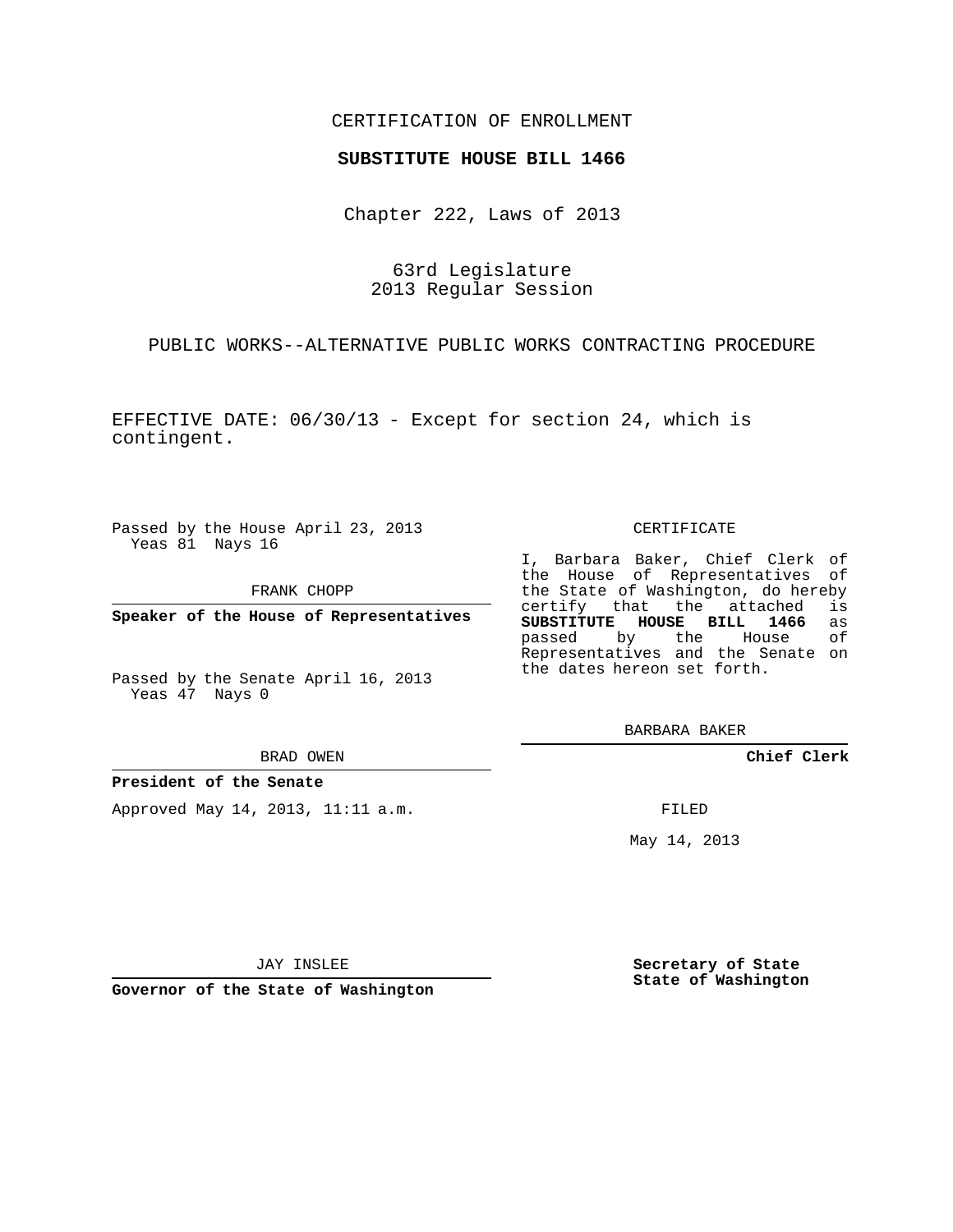CERTIFICATION OF ENROLLMENT

**SUBSTITUTE HOUSE BILL 1466**

Chapter 222, Laws of 2013

63rd Legislature
2013 Regular Session

PUBLIC WORKS--ALTERNATIVE PUBLIC WORKS CONTRACTING PROCEDURE

EFFECTIVE DATE: 06/30/13 - Except for section 24, which is contingent.

Passed by the House April 23, 2013
Yeas 81 Nays 16

FRANK CHOPP

**Speaker of the House of Representatives**

Passed by the Senate April 16, 2013
Yeas 47 Nays 0

BRAD OWEN

**President of the Senate**

Approved May 14, 2013, 11:11 a.m.

JAY INSLEE

**Governor of the State of Washington**

CERTIFICATE

I, Barbara Baker, Chief Clerk of the House of Representatives of the State of Washington, do hereby certify that the attached is **SUBSTITUTE HOUSE BILL 1466** as passed by the House of Representatives and the Senate on the dates hereon set forth.

BARBARA BAKER

**Chief Clerk**

FILED

May 14, 2013

**Secretary of State**
**State of Washington**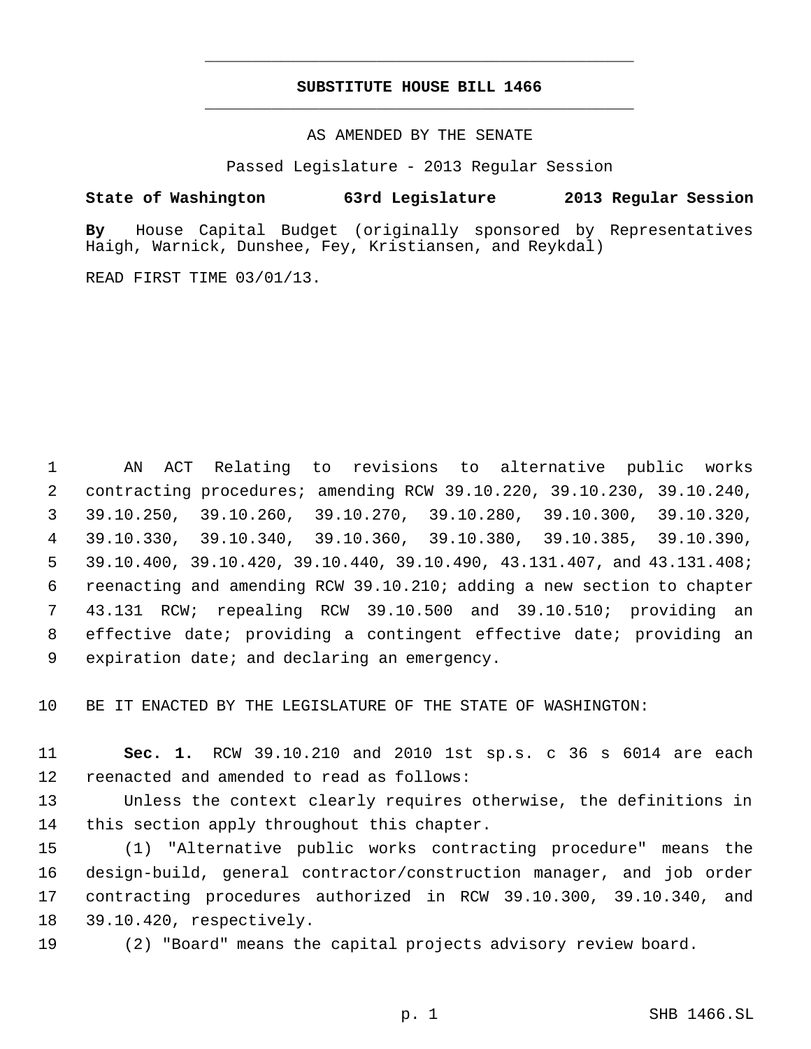# SUBSTITUTE HOUSE BILL 1466

AS AMENDED BY THE SENATE

Passed Legislature - 2013 Regular Session

**State of Washington 63rd Legislature 2013 Regular Session**

**By** House Capital Budget (originally sponsored by Representatives Haigh, Warnick, Dunshee, Fey, Kristiansen, and Reykdal)

READ FIRST TIME 03/01/13.

AN ACT Relating to revisions to alternative public works contracting procedures; amending RCW 39.10.220, 39.10.230, 39.10.240, 39.10.250, 39.10.260, 39.10.270, 39.10.280, 39.10.300, 39.10.320, 39.10.330, 39.10.340, 39.10.360, 39.10.380, 39.10.385, 39.10.390, 39.10.400, 39.10.420, 39.10.440, 39.10.490, 43.131.407, and 43.131.408; reenacting and amending RCW 39.10.210; adding a new section to chapter 43.131 RCW; repealing RCW 39.10.500 and 39.10.510; providing an effective date; providing a contingent effective date; providing an expiration date; and declaring an emergency.

BE IT ENACTED BY THE LEGISLATURE OF THE STATE OF WASHINGTON:

**Sec. 1.** RCW 39.10.210 and 2010 1st sp.s. c 36 s 6014 are each reenacted and amended to read as follows:

Unless the context clearly requires otherwise, the definitions in this section apply throughout this chapter.

(1) "Alternative public works contracting procedure" means the design-build, general contractor/construction manager, and job order contracting procedures authorized in RCW 39.10.300, 39.10.340, and 39.10.420, respectively.

(2) "Board" means the capital projects advisory review board.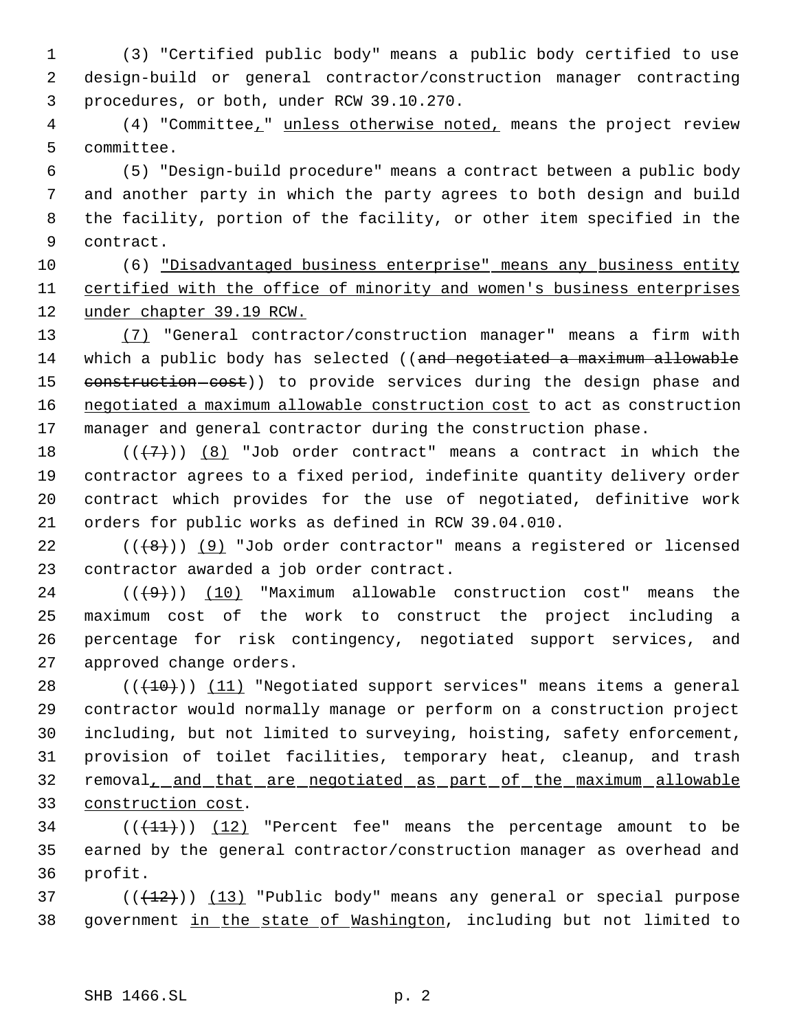(3) "Certified public body" means a public body certified to use design-build or general contractor/construction manager contracting procedures, or both, under RCW 39.10.270.

(4) "Committee," unless otherwise noted, means the project review committee.

(5) "Design-build procedure" means a contract between a public body and another party in which the party agrees to both design and build the facility, portion of the facility, or other item specified in the contract.

(6) "Disadvantaged business enterprise" means any business entity certified with the office of minority and women's business enterprises under chapter 39.19 RCW.

(7) "General contractor/construction manager" means a firm with which a public body has selected ((~~and negotiated a maximum allowable construction cost~~)) to provide services during the design phase and negotiated a maximum allowable construction cost to act as construction manager and general contractor during the construction phase.

((~~(7)~~)) (8) "Job order contract" means a contract in which the contractor agrees to a fixed period, indefinite quantity delivery order contract which provides for the use of negotiated, definitive work orders for public works as defined in RCW 39.04.010.

((~~(8)~~)) (9) "Job order contractor" means a registered or licensed contractor awarded a job order contract.

((~~(9)~~)) (10) "Maximum allowable construction cost" means the maximum cost of the work to construct the project including a percentage for risk contingency, negotiated support services, and approved change orders.

((~~(10)~~)) (11) "Negotiated support services" means items a general contractor would normally manage or perform on a construction project including, but not limited to surveying, hoisting, safety enforcement, provision of toilet facilities, temporary heat, cleanup, and trash removal, and that are negotiated as part of the maximum allowable construction cost.

((~~(11)~~)) (12) "Percent fee" means the percentage amount to be earned by the general contractor/construction manager as overhead and profit.

((~~(12)~~)) (13) "Public body" means any general or special purpose government in the state of Washington, including but not limited to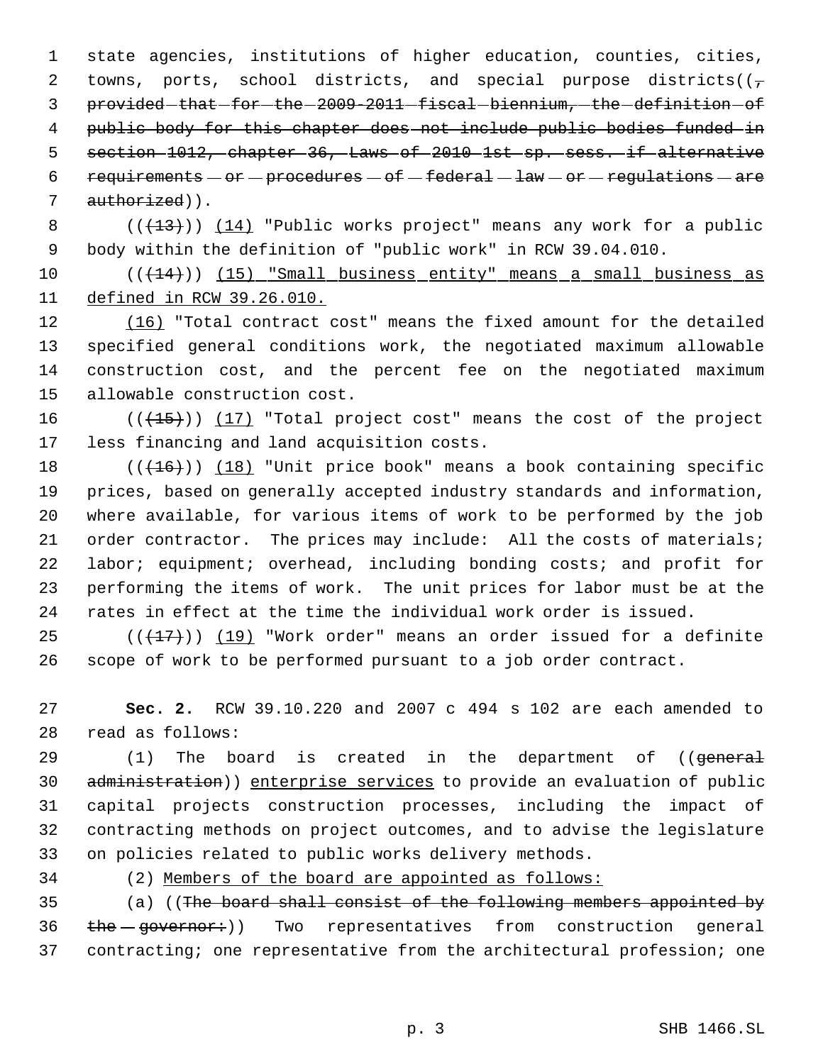state agencies, institutions of higher education, counties, cities, towns, ports, school districts, and special purpose districts((, provided that for the 2009-2011 fiscal biennium, the definition of public body for this chapter does not include public bodies funded in section 1012, chapter 36, Laws of 2010 1st sp. sess. if alternative requirements or procedures of federal law or regulations are authorized)).

((~~(13)~~)) (14) "Public works project" means any work for a public body within the definition of "public work" in RCW 39.04.010.

((~~(14)~~)) (15) "Small business entity" means a small business as defined in RCW 39.26.010.

(16) "Total contract cost" means the fixed amount for the detailed specified general conditions work, the negotiated maximum allowable construction cost, and the percent fee on the negotiated maximum allowable construction cost.

((~~(15)~~)) (17) "Total project cost" means the cost of the project less financing and land acquisition costs.

((~~(16)~~)) (18) "Unit price book" means a book containing specific prices, based on generally accepted industry standards and information, where available, for various items of work to be performed by the job order contractor. The prices may include: All the costs of materials; labor; equipment; overhead, including bonding costs; and profit for performing the items of work. The unit prices for labor must be at the rates in effect at the time the individual work order is issued.

((~~(17)~~)) (19) "Work order" means an order issued for a definite scope of work to be performed pursuant to a job order contract.

**Sec. 2.** RCW 39.10.220 and 2007 c 494 s 102 are each amended to read as follows:

(1) The board is created in the department of ((~~general administration~~)) enterprise services to provide an evaluation of public capital projects construction processes, including the impact of contracting methods on project outcomes, and to advise the legislature on policies related to public works delivery methods.

(2) Members of the board are appointed as follows:

(a) ((~~The board shall consist of the following members appointed by the governor:~~)) Two representatives from construction general contracting; one representative from the architectural profession; one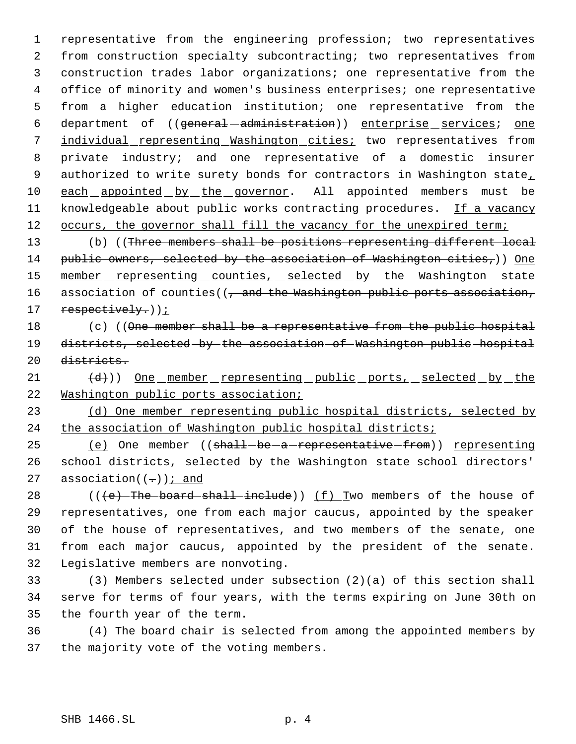representative from the engineering profession; two representatives from construction specialty subcontracting; two representatives from construction trades labor organizations; one representative from the office of minority and women's business enterprises; one representative from a higher education institution; one representative from the department of ((~~general administration~~)) enterprise services; one individual representing Washington cities; two representatives from private industry; and one representative of a domestic insurer authorized to write surety bonds for contractors in Washington state, each appointed by the governor. All appointed members must be knowledgeable about public works contracting procedures. If a vacancy occurs, the governor shall fill the vacancy for the unexpired term;

(b) ((~~Three members shall be positions representing different local public owners, selected by the association of Washington cities,~~)) One member representing counties, selected by the Washington state association of counties((~~, and the Washington public ports association, respectively.~~));

(c) ((~~One member shall be a representative from the public hospital districts, selected by the association of Washington public hospital districts.~~

~~(d)~~)) One member representing public ports, selected by the Washington public ports association;

(d) One member representing public hospital districts, selected by the association of Washington public hospital districts;

(e) One member ((~~shall be a representative from~~)) representing school districts, selected by the Washington state school directors' association((~~.~~)); and

((~~(e) The board shall include~~)) (f) Two members of the house of representatives, one from each major caucus, appointed by the speaker of the house of representatives, and two members of the senate, one from each major caucus, appointed by the president of the senate. Legislative members are nonvoting.

(3) Members selected under subsection (2)(a) of this section shall serve for terms of four years, with the terms expiring on June 30th on the fourth year of the term.

(4) The board chair is selected from among the appointed members by the majority vote of the voting members.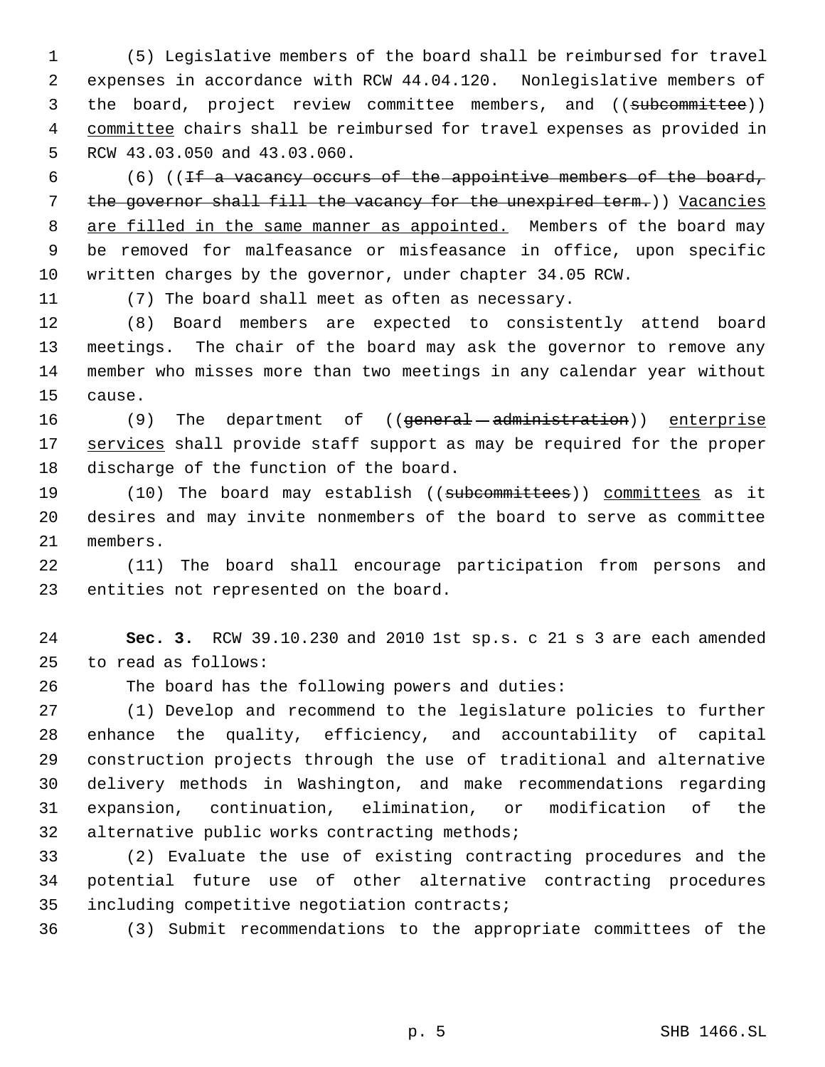(5) Legislative members of the board shall be reimbursed for travel expenses in accordance with RCW 44.04.120. Nonlegislative members of the board, project review committee members, and ((~~subcommittee~~)) <u>committee</u> chairs shall be reimbursed for travel expenses as provided in RCW 43.03.050 and 43.03.060.

(6) ((~~If a vacancy occurs of the appointive members of the board, the governor shall fill the vacancy for the unexpired term.~~)) <u>Vacancies are filled in the same manner as appointed.</u> Members of the board may be removed for malfeasance or misfeasance in office, upon specific written charges by the governor, under chapter 34.05 RCW.

(7) The board shall meet as often as necessary.

(8) Board members are expected to consistently attend board meetings. The chair of the board may ask the governor to remove any member who misses more than two meetings in any calendar year without cause.

(9) The department of ((~~general administration~~)) <u>enterprise services</u> shall provide staff support as may be required for the proper discharge of the function of the board.

(10) The board may establish ((~~subcommittees~~)) <u>committees</u> as it desires and may invite nonmembers of the board to serve as committee members.

(11) The board shall encourage participation from persons and entities not represented on the board.

**Sec. 3.** RCW 39.10.230 and 2010 1st sp.s. c 21 s 3 are each amended to read as follows:

The board has the following powers and duties:

(1) Develop and recommend to the legislature policies to further enhance the quality, efficiency, and accountability of capital construction projects through the use of traditional and alternative delivery methods in Washington, and make recommendations regarding expansion, continuation, elimination, or modification of the alternative public works contracting methods;

(2) Evaluate the use of existing contracting procedures and the potential future use of other alternative contracting procedures including competitive negotiation contracts;

(3) Submit recommendations to the appropriate committees of the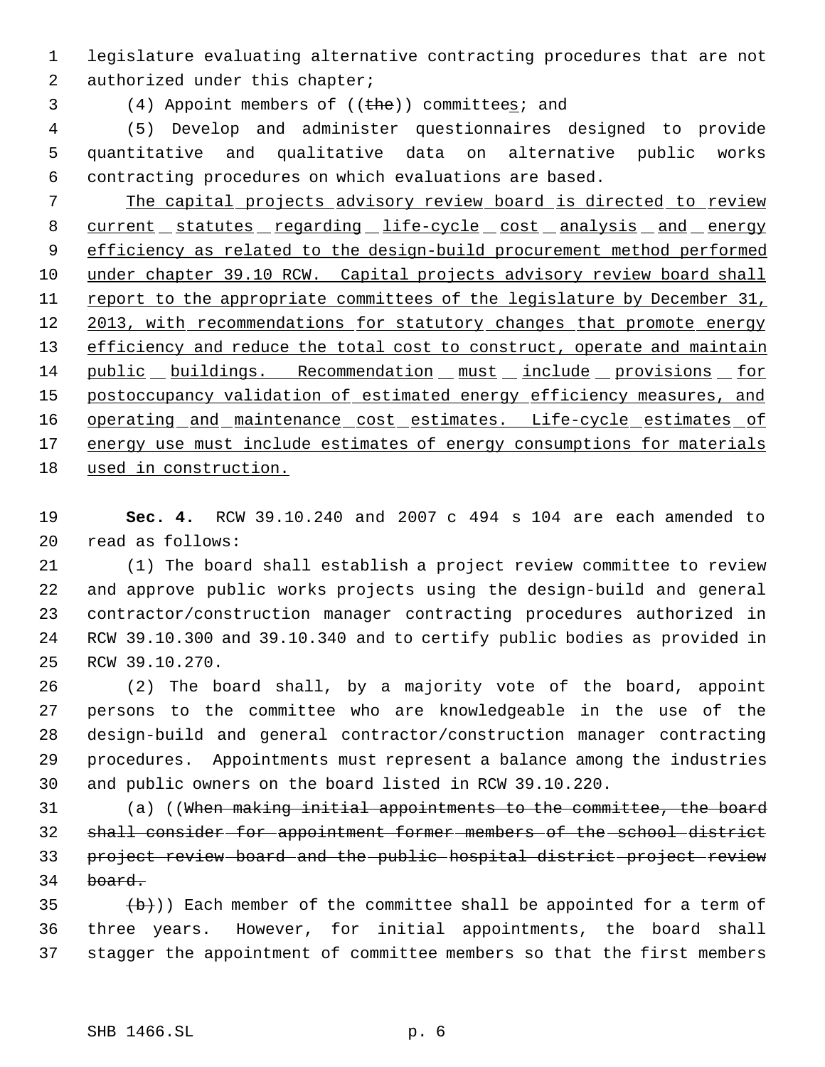legislature evaluating alternative contracting procedures that are not authorized under this chapter;

(4) Appoint members of ((~~the~~)) committee<u>s</u>; and

(5) Develop and administer questionnaires designed to provide quantitative and qualitative data on alternative public works contracting procedures on which evaluations are based.

<u>The capital projects advisory review board is directed to review current statutes regarding life-cycle cost analysis and energy efficiency as related to the design-build procurement method performed under chapter 39.10 RCW. Capital projects advisory review board shall report to the appropriate committees of the legislature by December 31, 2013, with recommendations for statutory changes that promote energy efficiency and reduce the total cost to construct, operate and maintain public buildings. Recommendation must include provisions for postoccupancy validation of estimated energy efficiency measures, and operating and maintenance cost estimates. Life-cycle estimates of energy use must include estimates of energy consumptions for materials used in construction.</u>

**Sec. 4.** RCW 39.10.240 and 2007 c 494 s 104 are each amended to read as follows:

(1) The board shall establish a project review committee to review and approve public works projects using the design-build and general contractor/construction manager contracting procedures authorized in RCW 39.10.300 and 39.10.340 and to certify public bodies as provided in RCW 39.10.270.

(2) The board shall, by a majority vote of the board, appoint persons to the committee who are knowledgeable in the use of the design-build and general contractor/construction manager contracting procedures. Appointments must represent a balance among the industries and public owners on the board listed in RCW 39.10.220.

(a) ((~~When making initial appointments to the committee, the board shall consider for appointment former members of the school district project review board and the public hospital district project review board.~~

~~(b)~~)) Each member of the committee shall be appointed for a term of three years. However, for initial appointments, the board shall stagger the appointment of committee members so that the first members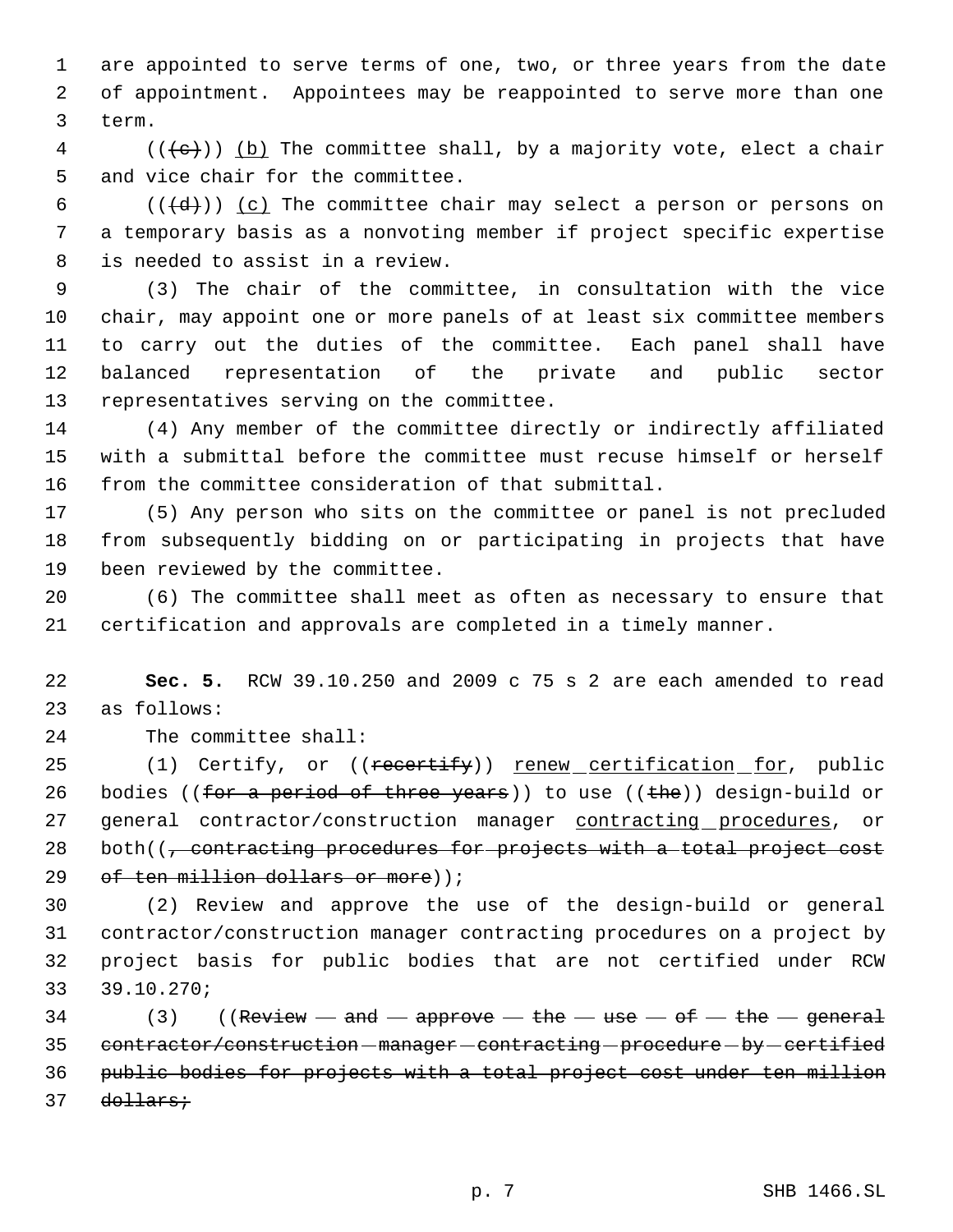are appointed to serve terms of one, two, or three years from the date of appointment. Appointees may be reappointed to serve more than one term.

(((c))) (b) The committee shall, by a majority vote, elect a chair and vice chair for the committee.

(((d))) (c) The committee chair may select a person or persons on a temporary basis as a nonvoting member if project specific expertise is needed to assist in a review.

(3) The chair of the committee, in consultation with the vice chair, may appoint one or more panels of at least six committee members to carry out the duties of the committee. Each panel shall have balanced representation of the private and public sector representatives serving on the committee.

(4) Any member of the committee directly or indirectly affiliated with a submittal before the committee must recuse himself or herself from the committee consideration of that submittal.

(5) Any person who sits on the committee or panel is not precluded from subsequently bidding on or participating in projects that have been reviewed by the committee.

(6) The committee shall meet as often as necessary to ensure that certification and approvals are completed in a timely manner.

**Sec. 5.** RCW 39.10.250 and 2009 c 75 s 2 are each amended to read as follows:

The committee shall:

(1) Certify, or ((~~recertify~~)) renew certification for, public bodies ((~~for a period of three years~~)) to use ((~~the~~)) design-build or general contractor/construction manager contracting procedures, or both((~~, contracting procedures for projects with a total project cost of ten million dollars or more~~));

(2) Review and approve the use of the design-build or general contractor/construction manager contracting procedures on a project by project basis for public bodies that are not certified under RCW 39.10.270;

(3) ((~~Review and approve the use of the general contractor/construction manager contracting procedure by certified public bodies for projects with a total project cost under ten million dollars;~~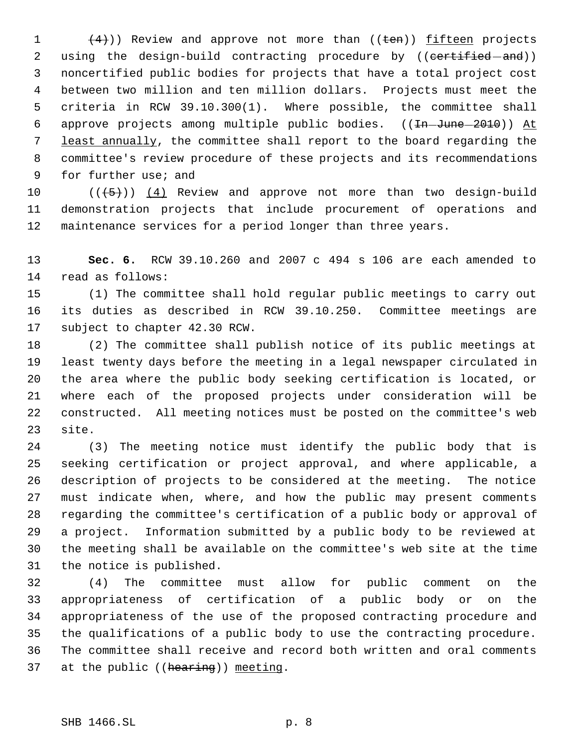(4))) Review and approve not more than ((ten)) fifteen projects using the design-build contracting procedure by ((certified and)) noncertified public bodies for projects that have a total project cost between two million and ten million dollars. Projects must meet the criteria in RCW 39.10.300(1). Where possible, the committee shall approve projects among multiple public bodies. ((In June 2010)) At least annually, the committee shall report to the board regarding the committee's review procedure of these projects and its recommendations for further use; and

(((5))) (4) Review and approve not more than two design-build demonstration projects that include procurement of operations and maintenance services for a period longer than three years.

**Sec. 6.** RCW 39.10.260 and 2007 c 494 s 106 are each amended to read as follows:

(1) The committee shall hold regular public meetings to carry out its duties as described in RCW 39.10.250. Committee meetings are subject to chapter 42.30 RCW.

(2) The committee shall publish notice of its public meetings at least twenty days before the meeting in a legal newspaper circulated in the area where the public body seeking certification is located, or where each of the proposed projects under consideration will be constructed. All meeting notices must be posted on the committee's web site.

(3) The meeting notice must identify the public body that is seeking certification or project approval, and where applicable, a description of projects to be considered at the meeting. The notice must indicate when, where, and how the public may present comments regarding the committee's certification of a public body or approval of a project. Information submitted by a public body to be reviewed at the meeting shall be available on the committee's web site at the time the notice is published.

(4) The committee must allow for public comment on the appropriateness of certification of a public body or on the appropriateness of the use of the proposed contracting procedure and the qualifications of a public body to use the contracting procedure. The committee shall receive and record both written and oral comments at the public ((hearing)) meeting.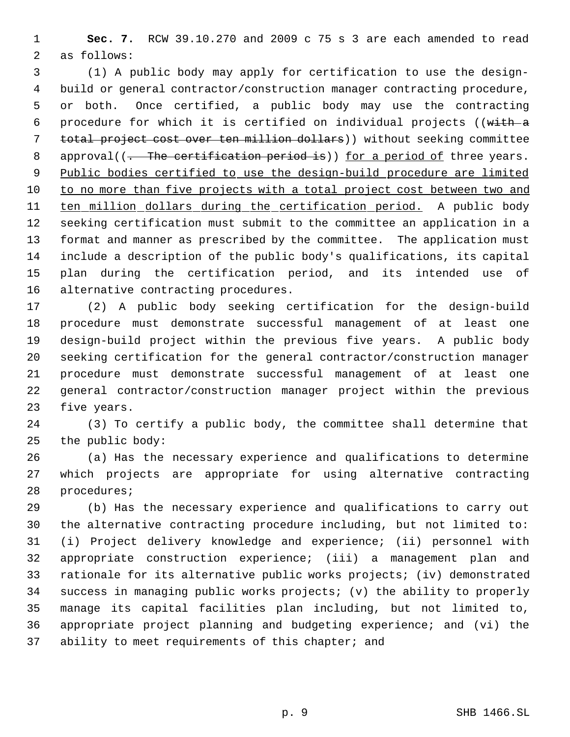**Sec. 7.** RCW 39.10.270 and 2009 c 75 s 3 are each amended to read as follows:

(1) A public body may apply for certification to use the design-build or general contractor/construction manager contracting procedure, or both. Once certified, a public body may use the contracting procedure for which it is certified on individual projects ((~~with a total project cost over ten million dollars~~)) without seeking committee approval((~~. The certification period is~~)) <u>for a period of</u> three years. <u>Public bodies certified to use the design-build procedure are limited to no more than five projects with a total project cost between two and ten million dollars during the certification period.</u> A public body seeking certification must submit to the committee an application in a format and manner as prescribed by the committee. The application must include a description of the public body's qualifications, its capital plan during the certification period, and its intended use of alternative contracting procedures.

(2) A public body seeking certification for the design-build procedure must demonstrate successful management of at least one design-build project within the previous five years. A public body seeking certification for the general contractor/construction manager procedure must demonstrate successful management of at least one general contractor/construction manager project within the previous five years.

(3) To certify a public body, the committee shall determine that the public body:

(a) Has the necessary experience and qualifications to determine which projects are appropriate for using alternative contracting procedures;

(b) Has the necessary experience and qualifications to carry out the alternative contracting procedure including, but not limited to: (i) Project delivery knowledge and experience; (ii) personnel with appropriate construction experience; (iii) a management plan and rationale for its alternative public works projects; (iv) demonstrated success in managing public works projects; (v) the ability to properly manage its capital facilities plan including, but not limited to, appropriate project planning and budgeting experience; and (vi) the ability to meet requirements of this chapter; and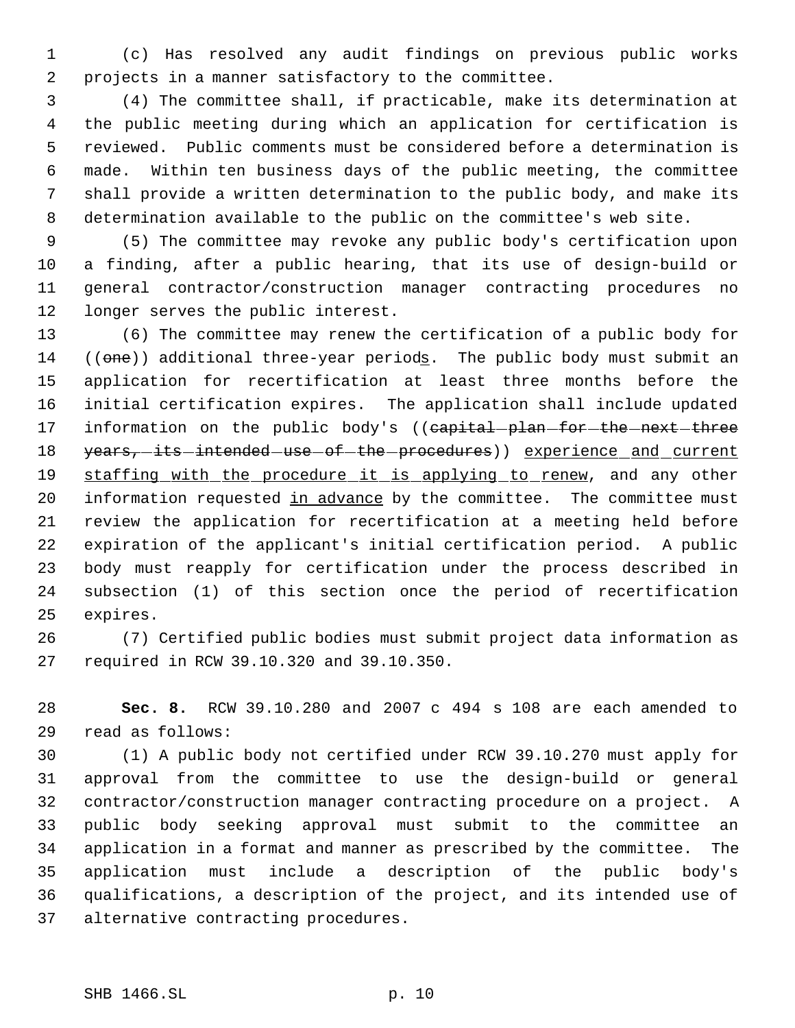(c) Has resolved any audit findings on previous public works projects in a manner satisfactory to the committee.

(4) The committee shall, if practicable, make its determination at the public meeting during which an application for certification is reviewed. Public comments must be considered before a determination is made. Within ten business days of the public meeting, the committee shall provide a written determination to the public body, and make its determination available to the public on the committee's web site.

(5) The committee may revoke any public body's certification upon a finding, after a public hearing, that its use of design-build or general contractor/construction manager contracting procedures no longer serves the public interest.

(6) The committee may renew the certification of a public body for ((~~one~~)) additional three-year period<u>s</u>. The public body must submit an application for recertification at least three months before the initial certification expires. The application shall include updated information on the public body's ((~~capital plan for the next three years, its intended use of the procedures~~)) <u>experience and current staffing with the procedure it is applying to renew</u>, and any other information requested <u>in advance</u> by the committee. The committee must review the application for recertification at a meeting held before expiration of the applicant's initial certification period. A public body must reapply for certification under the process described in subsection (1) of this section once the period of recertification expires.

(7) Certified public bodies must submit project data information as required in RCW 39.10.320 and 39.10.350.

**Sec. 8.** RCW 39.10.280 and 2007 c 494 s 108 are each amended to read as follows:

(1) A public body not certified under RCW 39.10.270 must apply for approval from the committee to use the design-build or general contractor/construction manager contracting procedure on a project. A public body seeking approval must submit to the committee an application in a format and manner as prescribed by the committee. The application must include a description of the public body's qualifications, a description of the project, and its intended use of alternative contracting procedures.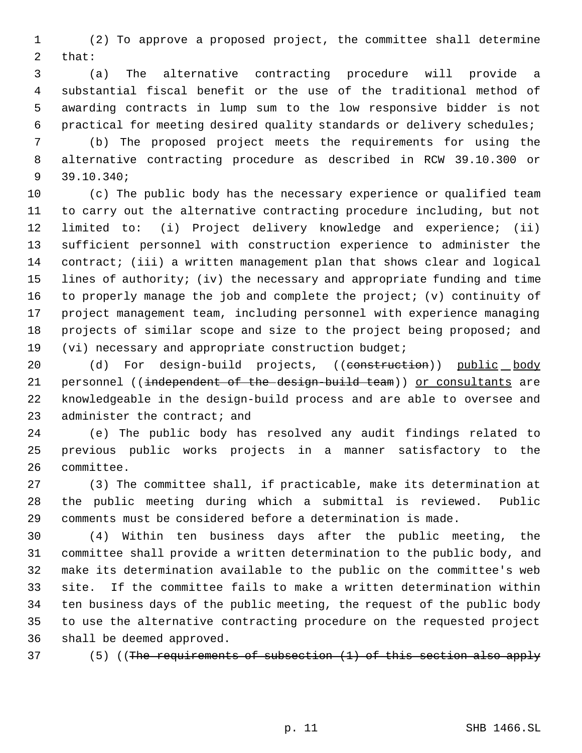(2) To approve a proposed project, the committee shall determine that:

(a) The alternative contracting procedure will provide a substantial fiscal benefit or the use of the traditional method of awarding contracts in lump sum to the low responsive bidder is not practical for meeting desired quality standards or delivery schedules;

(b) The proposed project meets the requirements for using the alternative contracting procedure as described in RCW 39.10.300 or 39.10.340;

(c) The public body has the necessary experience or qualified team to carry out the alternative contracting procedure including, but not limited to: (i) Project delivery knowledge and experience; (ii) sufficient personnel with construction experience to administer the contract; (iii) a written management plan that shows clear and logical lines of authority; (iv) the necessary and appropriate funding and time to properly manage the job and complete the project; (v) continuity of project management team, including personnel with experience managing projects of similar scope and size to the project being proposed; and (vi) necessary and appropriate construction budget;

(d) For design-build projects, ((~~construction~~)) <u>public body</u> personnel ((~~independent of the design-build team~~)) <u>or consultants</u> are knowledgeable in the design-build process and are able to oversee and administer the contract; and

(e) The public body has resolved any audit findings related to previous public works projects in a manner satisfactory to the committee.

(3) The committee shall, if practicable, make its determination at the public meeting during which a submittal is reviewed. Public comments must be considered before a determination is made.

(4) Within ten business days after the public meeting, the committee shall provide a written determination to the public body, and make its determination available to the public on the committee's web site. If the committee fails to make a written determination within ten business days of the public meeting, the request of the public body to use the alternative contracting procedure on the requested project shall be deemed approved.

(5) ((~~The requirements of subsection (1) of this section also apply~~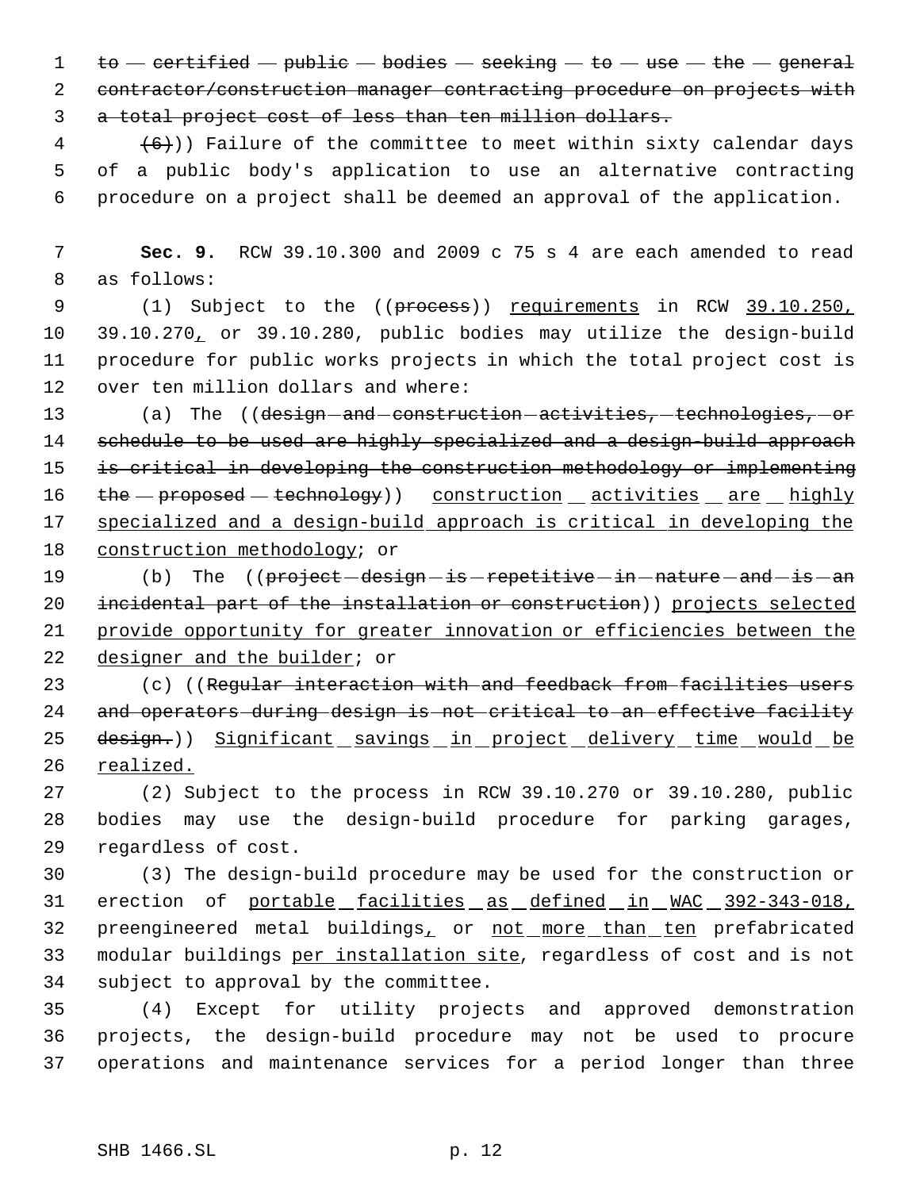~~to certified public bodies seeking to use the general contractor/construction manager contracting procedure on projects with a total project cost of less than ten million dollars.~~

~~(6)~~)) Failure of the committee to meet within sixty calendar days of a public body's application to use an alternative contracting procedure on a project shall be deemed an approval of the application.

**Sec. 9.** RCW 39.10.300 and 2009 c 75 s 4 are each amended to read as follows:

(1) Subject to the ((~~process~~)) <u>requirements</u> in RCW <u>39.10.250,</u> 39.10.270<u>,</u> or 39.10.280, public bodies may utilize the design-build procedure for public works projects in which the total project cost is over ten million dollars and where:

(a) The ((~~design and construction activities, technologies, or schedule to be used are highly specialized and a design-build approach is critical in developing the construction methodology or implementing the proposed technology~~)) <u>construction activities are highly specialized and a design-build approach is critical in developing the construction methodology</u>; or

(b) The ((~~project design is repetitive in nature and is an incidental part of the installation or construction~~)) <u>projects selected provide opportunity for greater innovation or efficiencies between the designer and the builder</u>; or

(c) ((~~Regular interaction with and feedback from facilities users and operators during design is not critical to an effective facility design.~~)) <u>Significant savings in project delivery time would be realized.</u>

(2) Subject to the process in RCW 39.10.270 or 39.10.280, public bodies may use the design-build procedure for parking garages, regardless of cost.

(3) The design-build procedure may be used for the construction or erection of <u>portable facilities as defined in WAC 392-343-018,</u> preengineered metal buildings<u>,</u> or <u>not more than ten</u> prefabricated modular buildings <u>per installation site</u>, regardless of cost and is not subject to approval by the committee.

(4) Except for utility projects and approved demonstration projects, the design-build procedure may not be used to procure operations and maintenance services for a period longer than three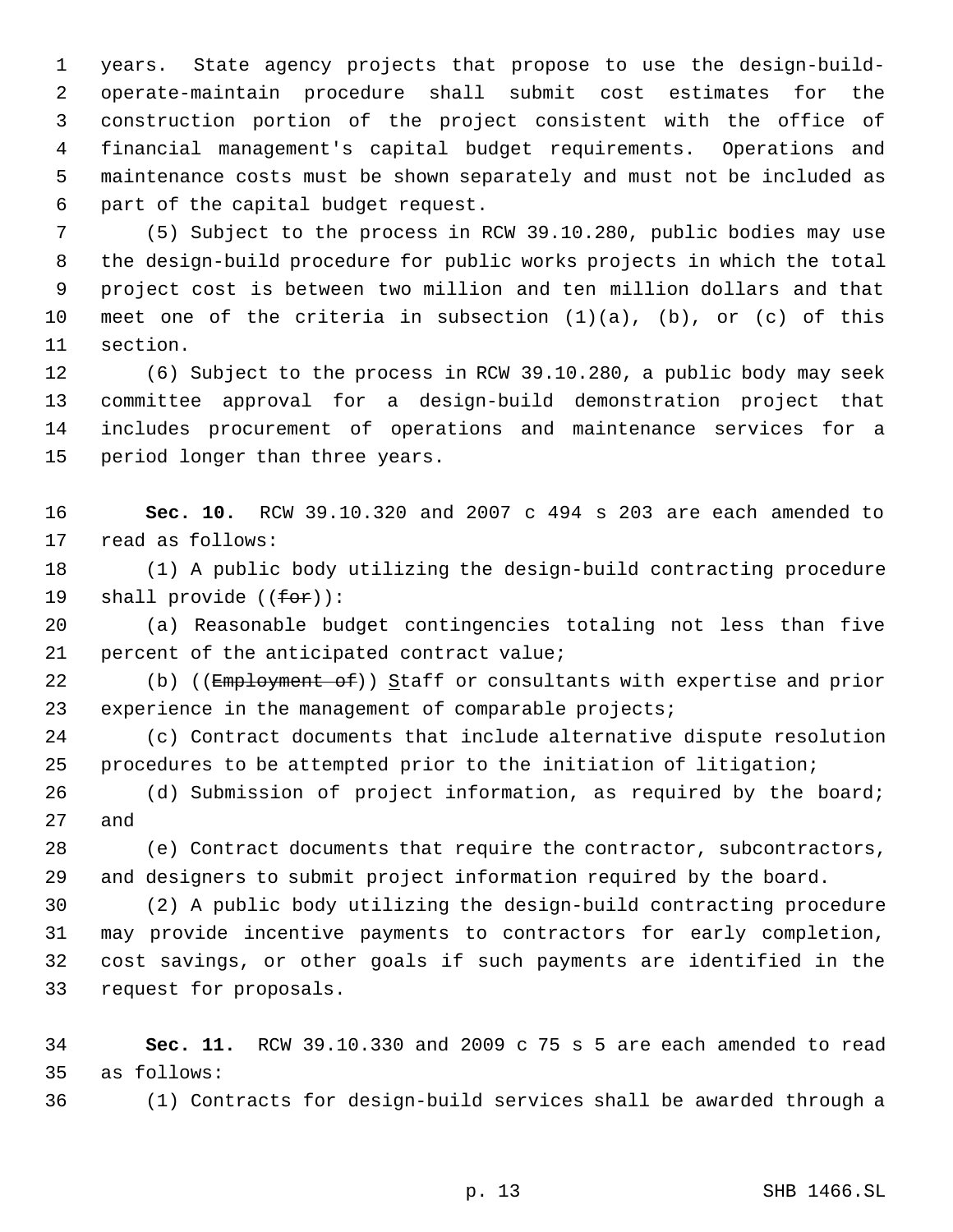years. State agency projects that propose to use the design-build-operate-maintain procedure shall submit cost estimates for the construction portion of the project consistent with the office of financial management's capital budget requirements. Operations and maintenance costs must be shown separately and must not be included as part of the capital budget request.

(5) Subject to the process in RCW 39.10.280, public bodies may use the design-build procedure for public works projects in which the total project cost is between two million and ten million dollars and that meet one of the criteria in subsection (1)(a), (b), or (c) of this section.

(6) Subject to the process in RCW 39.10.280, a public body may seek committee approval for a design-build demonstration project that includes procurement of operations and maintenance services for a period longer than three years.

**Sec. 10.** RCW 39.10.320 and 2007 c 494 s 203 are each amended to read as follows:

(1) A public body utilizing the design-build contracting procedure shall provide ((~~for~~)):

(a) Reasonable budget contingencies totaling not less than five percent of the anticipated contract value;

(b) ((~~Employment of~~)) Staff or consultants with expertise and prior experience in the management of comparable projects;

(c) Contract documents that include alternative dispute resolution procedures to be attempted prior to the initiation of litigation;

(d) Submission of project information, as required by the board; and

(e) Contract documents that require the contractor, subcontractors, and designers to submit project information required by the board.

(2) A public body utilizing the design-build contracting procedure may provide incentive payments to contractors for early completion, cost savings, or other goals if such payments are identified in the request for proposals.

**Sec. 11.** RCW 39.10.330 and 2009 c 75 s 5 are each amended to read as follows:

(1) Contracts for design-build services shall be awarded through a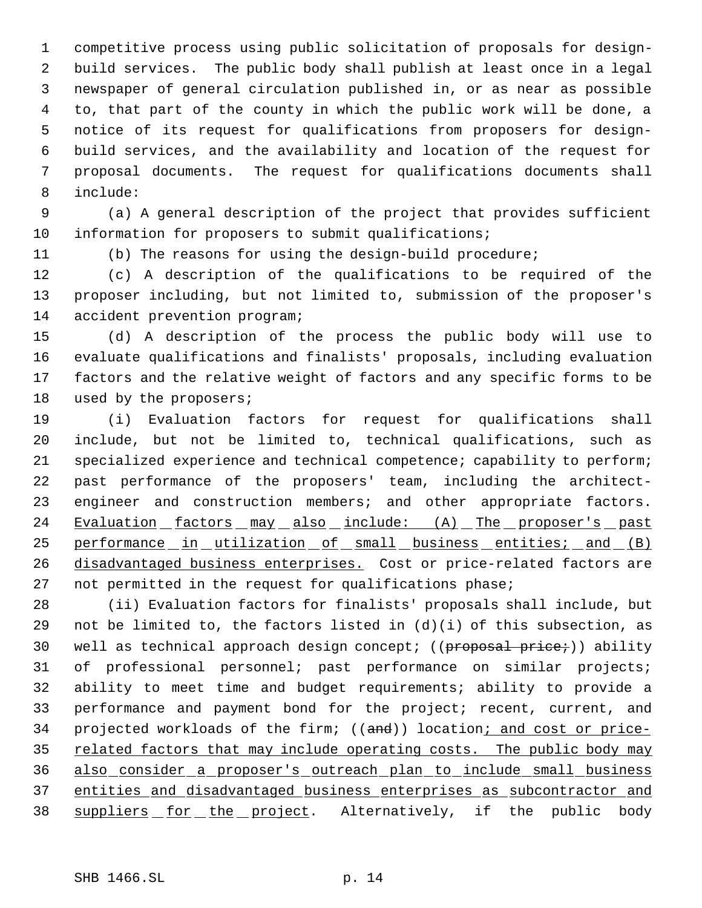competitive process using public solicitation of proposals for design-build services. The public body shall publish at least once in a legal newspaper of general circulation published in, or as near as possible to, that part of the county in which the public work will be done, a notice of its request for qualifications from proposers for design-build services, and the availability and location of the request for proposal documents. The request for qualifications documents shall include:

(a) A general description of the project that provides sufficient information for proposers to submit qualifications;

(b) The reasons for using the design-build procedure;

(c) A description of the qualifications to be required of the proposer including, but not limited to, submission of the proposer's accident prevention program;

(d) A description of the process the public body will use to evaluate qualifications and finalists' proposals, including evaluation factors and the relative weight of factors and any specific forms to be used by the proposers;

(i) Evaluation factors for request for qualifications shall include, but not be limited to, technical qualifications, such as specialized experience and technical competence; capability to perform; past performance of the proposers' team, including the architect-engineer and construction members; and other appropriate factors. <u>Evaluation factors may also include: (A) The proposer's past performance in utilization of small business entities; and (B) disadvantaged business enterprises.</u> Cost or price-related factors are not permitted in the request for qualifications phase;

(ii) Evaluation factors for finalists' proposals shall include, but not be limited to, the factors listed in (d)(i) of this subsection, as well as technical approach design concept; ((~~proposal price;~~)) ability of professional personnel; past performance on similar projects; ability to meet time and budget requirements; ability to provide a performance and payment bond for the project; recent, current, and projected workloads of the firm; ((~~and~~)) location<u>; and cost or price-related factors that may include operating costs. The public body may also consider a proposer's outreach plan to include small business entities and disadvantaged business enterprises as subcontractor and suppliers for the project</u>. Alternatively, if the public body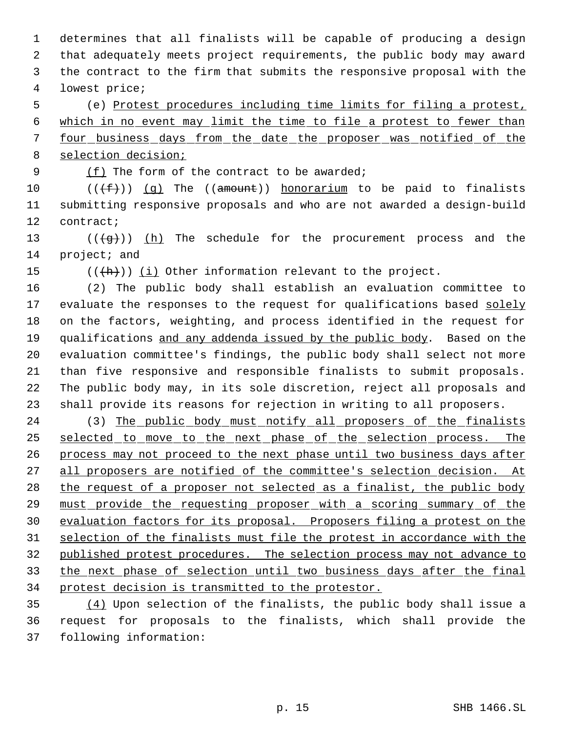determines that all finalists will be capable of producing a design that adequately meets project requirements, the public body may award the contract to the firm that submits the responsive proposal with the lowest price;

(e) Protest procedures including time limits for filing a protest, which in no event may limit the time to file a protest to fewer than four business days from the date the proposer was notified of the selection decision;

(f) The form of the contract to be awarded;

(((f))) (g) The ((amount)) honorarium to be paid to finalists submitting responsive proposals and who are not awarded a design-build contract;

(((g))) (h) The schedule for the procurement process and the project; and

(((h))) (i) Other information relevant to the project.

(2) The public body shall establish an evaluation committee to evaluate the responses to the request for qualifications based solely on the factors, weighting, and process identified in the request for qualifications and any addenda issued by the public body. Based on the evaluation committee's findings, the public body shall select not more than five responsive and responsible finalists to submit proposals. The public body may, in its sole discretion, reject all proposals and shall provide its reasons for rejection in writing to all proposers.

(3) The public body must notify all proposers of the finalists selected to move to the next phase of the selection process. The process may not proceed to the next phase until two business days after all proposers are notified of the committee's selection decision. At the request of a proposer not selected as a finalist, the public body must provide the requesting proposer with a scoring summary of the evaluation factors for its proposal. Proposers filing a protest on the selection of the finalists must file the protest in accordance with the published protest procedures. The selection process may not advance to the next phase of selection until two business days after the final protest decision is transmitted to the protestor.

(4) Upon selection of the finalists, the public body shall issue a request for proposals to the finalists, which shall provide the following information: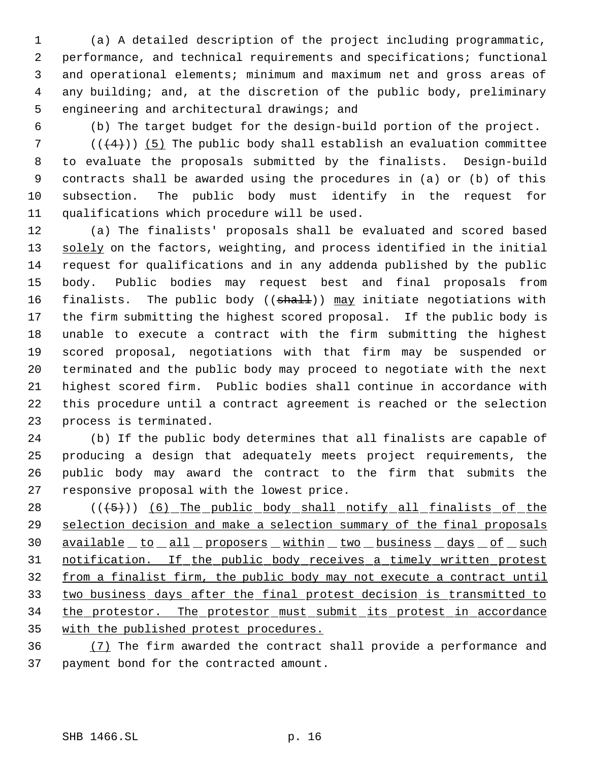(a) A detailed description of the project including programmatic, performance, and technical requirements and specifications; functional and operational elements; minimum and maximum net and gross areas of any building; and, at the discretion of the public body, preliminary engineering and architectural drawings; and

(b) The target budget for the design-build portion of the project.

(((4))) (5) The public body shall establish an evaluation committee to evaluate the proposals submitted by the finalists. Design-build contracts shall be awarded using the procedures in (a) or (b) of this subsection. The public body must identify in the request for qualifications which procedure will be used.

(a) The finalists' proposals shall be evaluated and scored based solely on the factors, weighting, and process identified in the initial request for qualifications and in any addenda published by the public body. Public bodies may request best and final proposals from finalists. The public body ((~~shall~~)) may initiate negotiations with the firm submitting the highest scored proposal. If the public body is unable to execute a contract with the firm submitting the highest scored proposal, negotiations with that firm may be suspended or terminated and the public body may proceed to negotiate with the next highest scored firm. Public bodies shall continue in accordance with this procedure until a contract agreement is reached or the selection process is terminated.

(b) If the public body determines that all finalists are capable of producing a design that adequately meets project requirements, the public body may award the contract to the firm that submits the responsive proposal with the lowest price.

(((5))) (6) The public body shall notify all finalists of the selection decision and make a selection summary of the final proposals available to all proposers within two business days of such notification. If the public body receives a timely written protest from a finalist firm, the public body may not execute a contract until two business days after the final protest decision is transmitted to the protestor. The protestor must submit its protest in accordance with the published protest procedures.

(7) The firm awarded the contract shall provide a performance and payment bond for the contracted amount.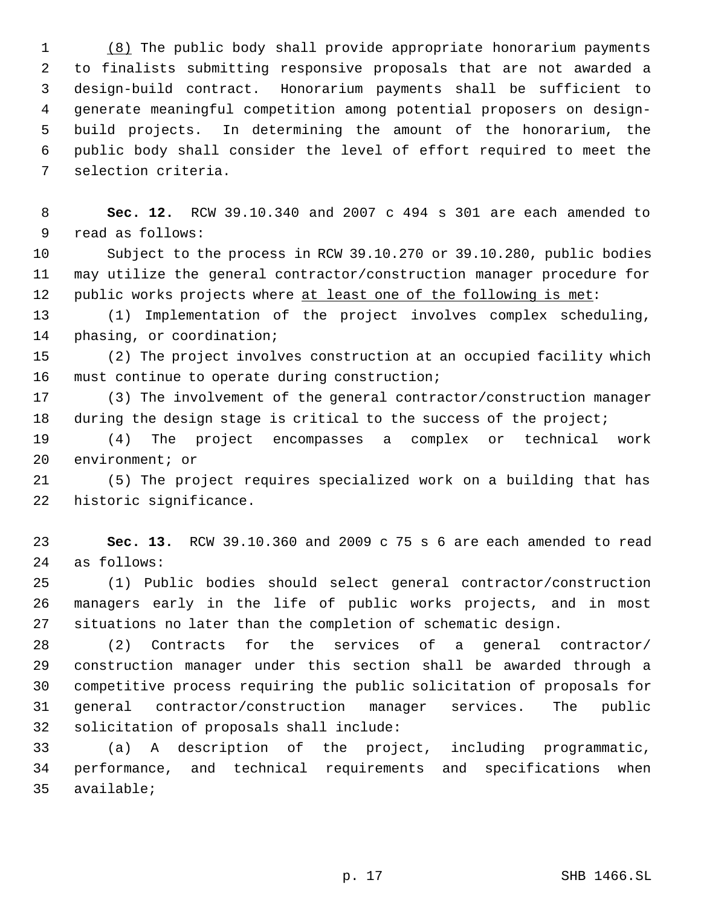<u>(8)</u> The public body shall provide appropriate honorarium payments to finalists submitting responsive proposals that are not awarded a design-build contract. Honorarium payments shall be sufficient to generate meaningful competition among potential proposers on design-build projects. In determining the amount of the honorarium, the public body shall consider the level of effort required to meet the selection criteria.

**Sec. 12.** RCW 39.10.340 and 2007 c 494 s 301 are each amended to read as follows:

Subject to the process in RCW 39.10.270 or 39.10.280, public bodies may utilize the general contractor/construction manager procedure for public works projects where <u>at least one of the following is met</u>:

(1) Implementation of the project involves complex scheduling, phasing, or coordination;

(2) The project involves construction at an occupied facility which must continue to operate during construction;

(3) The involvement of the general contractor/construction manager during the design stage is critical to the success of the project;

(4) The project encompasses a complex or technical work environment; or

(5) The project requires specialized work on a building that has historic significance.

**Sec. 13.** RCW 39.10.360 and 2009 c 75 s 6 are each amended to read as follows:

(1) Public bodies should select general contractor/construction managers early in the life of public works projects, and in most situations no later than the completion of schematic design.

(2) Contracts for the services of a general contractor/ construction manager under this section shall be awarded through a competitive process requiring the public solicitation of proposals for general contractor/construction manager services. The public solicitation of proposals shall include:

(a) A description of the project, including programmatic, performance, and technical requirements and specifications when available;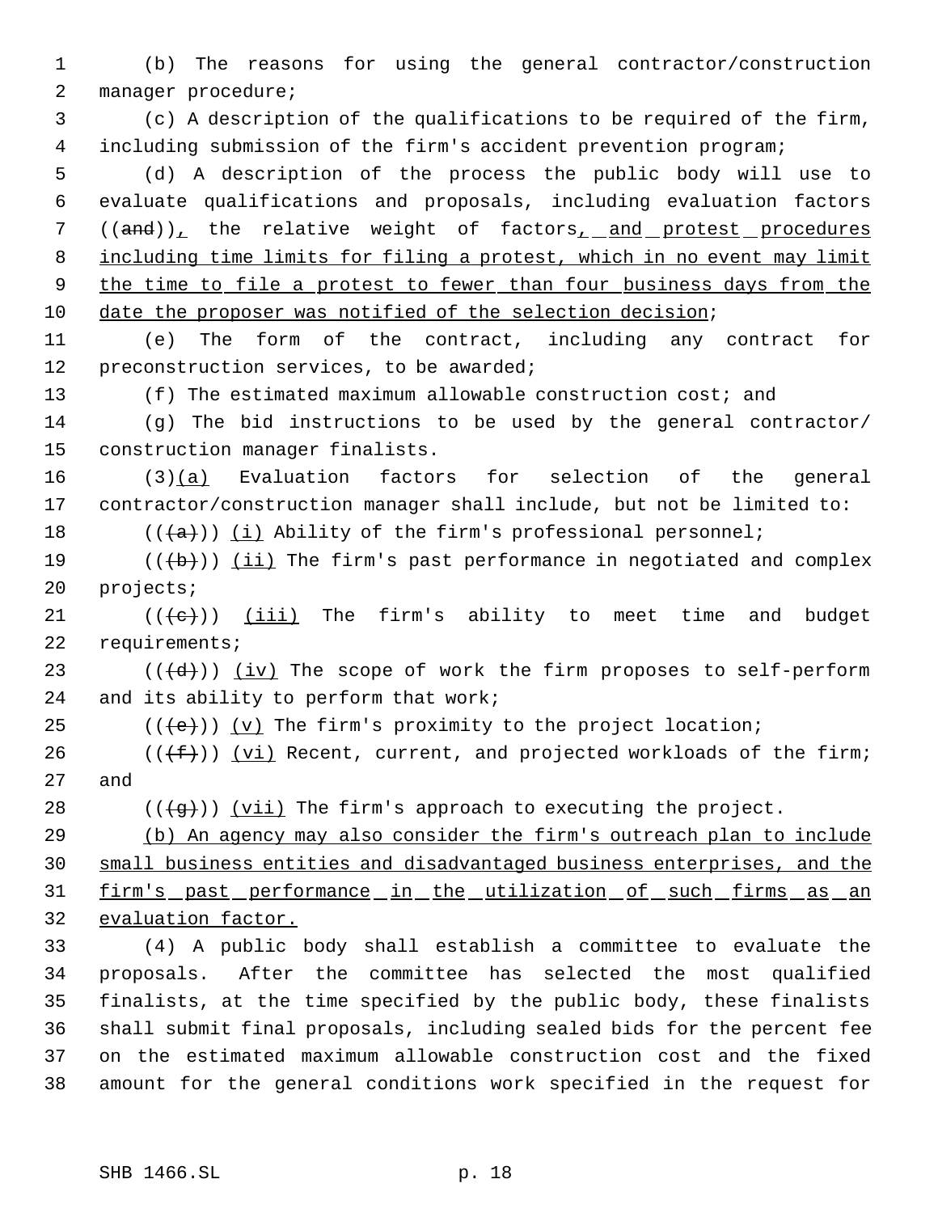(b) The reasons for using the general contractor/construction manager procedure;

(c) A description of the qualifications to be required of the firm, including submission of the firm's accident prevention program;

(d) A description of the process the public body will use to evaluate qualifications and proposals, including evaluation factors ((and)), the relative weight of factors, and protest procedures including time limits for filing a protest, which in no event may limit the time to file a protest to fewer than four business days from the date the proposer was notified of the selection decision;

(e) The form of the contract, including any contract for preconstruction services, to be awarded;

(f) The estimated maximum allowable construction cost; and

(g) The bid instructions to be used by the general contractor/construction manager finalists.

(3)(a) Evaluation factors for selection of the general contractor/construction manager shall include, but not be limited to:

(((a))) (i) Ability of the firm's professional personnel;

(((b))) (ii) The firm's past performance in negotiated and complex projects;

(((c))) (iii) The firm's ability to meet time and budget requirements;

(((d))) (iv) The scope of work the firm proposes to self-perform and its ability to perform that work;

(((e))) (v) The firm's proximity to the project location;

(((f))) (vi) Recent, current, and projected workloads of the firm; and

(((g))) (vii) The firm's approach to executing the project.

(b) An agency may also consider the firm's outreach plan to include small business entities and disadvantaged business enterprises, and the firm's past performance in the utilization of such firms as an evaluation factor.

(4) A public body shall establish a committee to evaluate the proposals. After the committee has selected the most qualified finalists, at the time specified by the public body, these finalists shall submit final proposals, including sealed bids for the percent fee on the estimated maximum allowable construction cost and the fixed amount for the general conditions work specified in the request for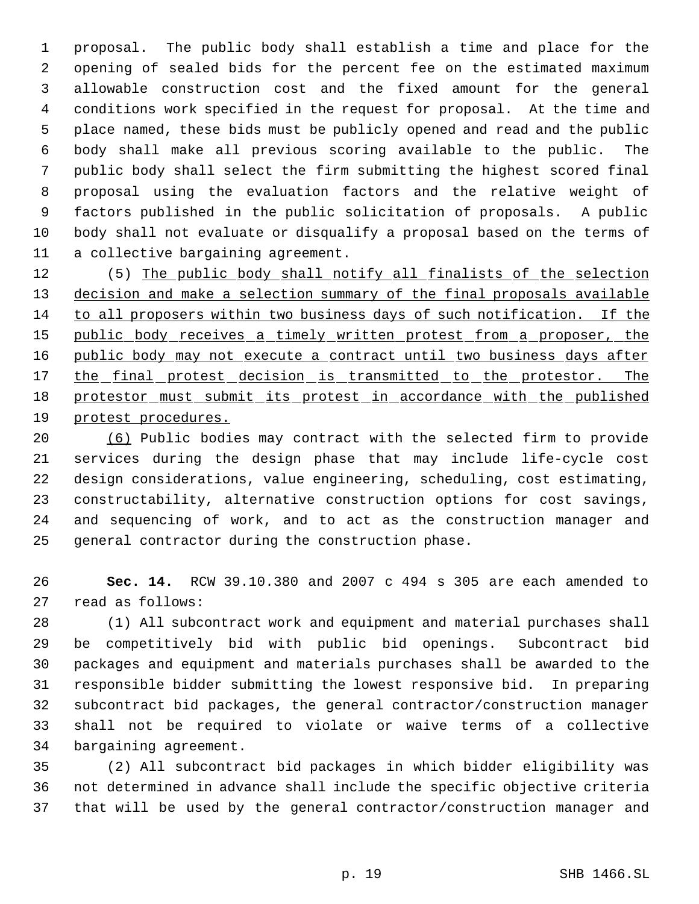proposal. The public body shall establish a time and place for the opening of sealed bids for the percent fee on the estimated maximum allowable construction cost and the fixed amount for the general conditions work specified in the request for proposal. At the time and place named, these bids must be publicly opened and read and the public body shall make all previous scoring available to the public. The public body shall select the firm submitting the highest scored final proposal using the evaluation factors and the relative weight of factors published in the public solicitation of proposals. A public body shall not evaluate or disqualify a proposal based on the terms of a collective bargaining agreement.

(5) The public body shall notify all finalists of the selection decision and make a selection summary of the final proposals available to all proposers within two business days of such notification. If the public body receives a timely written protest from a proposer, the public body may not execute a contract until two business days after the final protest decision is transmitted to the protestor. The protestor must submit its protest in accordance with the published protest procedures.

(6) Public bodies may contract with the selected firm to provide services during the design phase that may include life-cycle cost design considerations, value engineering, scheduling, cost estimating, constructability, alternative construction options for cost savings, and sequencing of work, and to act as the construction manager and general contractor during the construction phase.

**Sec. 14.** RCW 39.10.380 and 2007 c 494 s 305 are each amended to read as follows:

(1) All subcontract work and equipment and material purchases shall be competitively bid with public bid openings. Subcontract bid packages and equipment and materials purchases shall be awarded to the responsible bidder submitting the lowest responsive bid. In preparing subcontract bid packages, the general contractor/construction manager shall not be required to violate or waive terms of a collective bargaining agreement.

(2) All subcontract bid packages in which bidder eligibility was not determined in advance shall include the specific objective criteria that will be used by the general contractor/construction manager and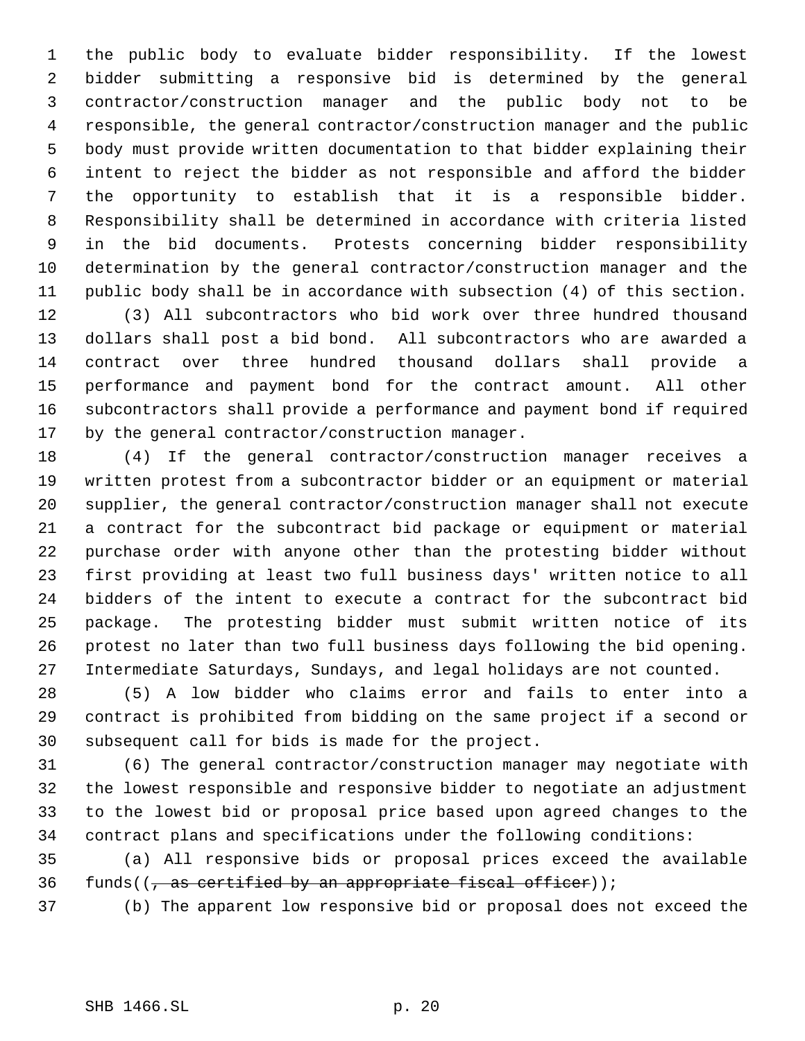the public body to evaluate bidder responsibility. If the lowest bidder submitting a responsive bid is determined by the general contractor/construction manager and the public body not to be responsible, the general contractor/construction manager and the public body must provide written documentation to that bidder explaining their intent to reject the bidder as not responsible and afford the bidder the opportunity to establish that it is a responsible bidder. Responsibility shall be determined in accordance with criteria listed in the bid documents. Protests concerning bidder responsibility determination by the general contractor/construction manager and the public body shall be in accordance with subsection (4) of this section.

(3) All subcontractors who bid work over three hundred thousand dollars shall post a bid bond. All subcontractors who are awarded a contract over three hundred thousand dollars shall provide a performance and payment bond for the contract amount. All other subcontractors shall provide a performance and payment bond if required by the general contractor/construction manager.

(4) If the general contractor/construction manager receives a written protest from a subcontractor bidder or an equipment or material supplier, the general contractor/construction manager shall not execute a contract for the subcontract bid package or equipment or material purchase order with anyone other than the protesting bidder without first providing at least two full business days' written notice to all bidders of the intent to execute a contract for the subcontract bid package. The protesting bidder must submit written notice of its protest no later than two full business days following the bid opening. Intermediate Saturdays, Sundays, and legal holidays are not counted.

(5) A low bidder who claims error and fails to enter into a contract is prohibited from bidding on the same project if a second or subsequent call for bids is made for the project.

(6) The general contractor/construction manager may negotiate with the lowest responsible and responsive bidder to negotiate an adjustment to the lowest bid or proposal price based upon agreed changes to the contract plans and specifications under the following conditions:

(a) All responsive bids or proposal prices exceed the available funds((~~, as certified by an appropriate fiscal officer~~));

(b) The apparent low responsive bid or proposal does not exceed the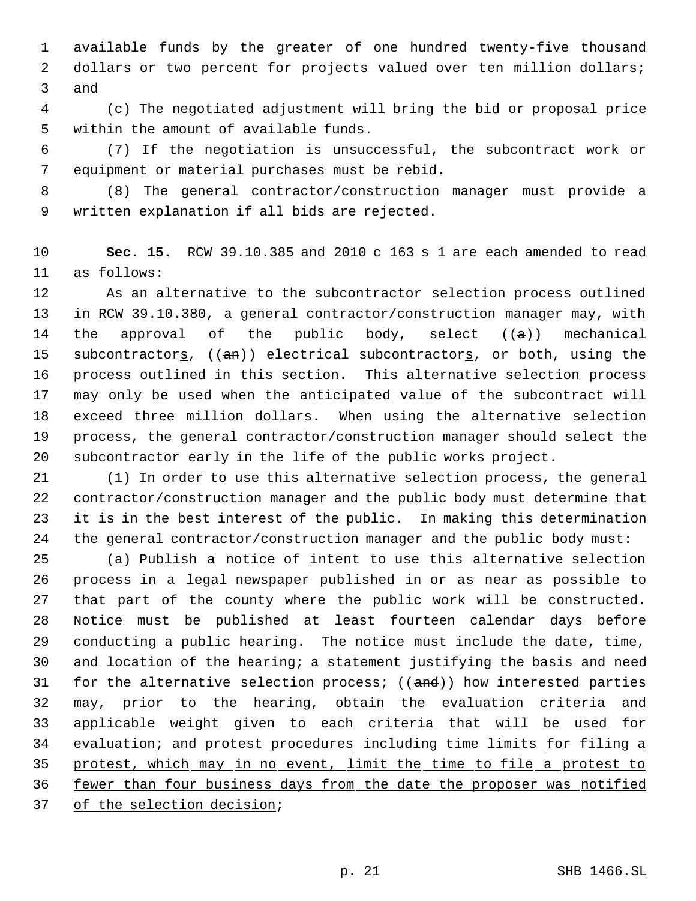available funds by the greater of one hundred twenty-five thousand dollars or two percent for projects valued over ten million dollars; and

(c) The negotiated adjustment will bring the bid or proposal price within the amount of available funds.

(7) If the negotiation is unsuccessful, the subcontract work or equipment or material purchases must be rebid.

(8) The general contractor/construction manager must provide a written explanation if all bids are rejected.

**Sec. 15.** RCW 39.10.385 and 2010 c 163 s 1 are each amended to read as follows:

As an alternative to the subcontractor selection process outlined in RCW 39.10.380, a general contractor/construction manager may, with the approval of the public body, select ((~~a~~)) mechanical subcontractor<u>s</u>, ((~~an~~)) electrical subcontractor<u>s</u>, or both, using the process outlined in this section. This alternative selection process may only be used when the anticipated value of the subcontract will exceed three million dollars. When using the alternative selection process, the general contractor/construction manager should select the subcontractor early in the life of the public works project.

(1) In order to use this alternative selection process, the general contractor/construction manager and the public body must determine that it is in the best interest of the public. In making this determination the general contractor/construction manager and the public body must:

(a) Publish a notice of intent to use this alternative selection process in a legal newspaper published in or as near as possible to that part of the county where the public work will be constructed. Notice must be published at least fourteen calendar days before conducting a public hearing. The notice must include the date, time, and location of the hearing; a statement justifying the basis and need for the alternative selection process; ((~~and~~)) how interested parties may, prior to the hearing, obtain the evaluation criteria and applicable weight given to each criteria that will be used for evaluation<u>; and protest procedures including time limits for filing a protest, which may in no event, limit the time to file a protest to fewer than four business days from the date the proposer was notified of the selection decision</u>;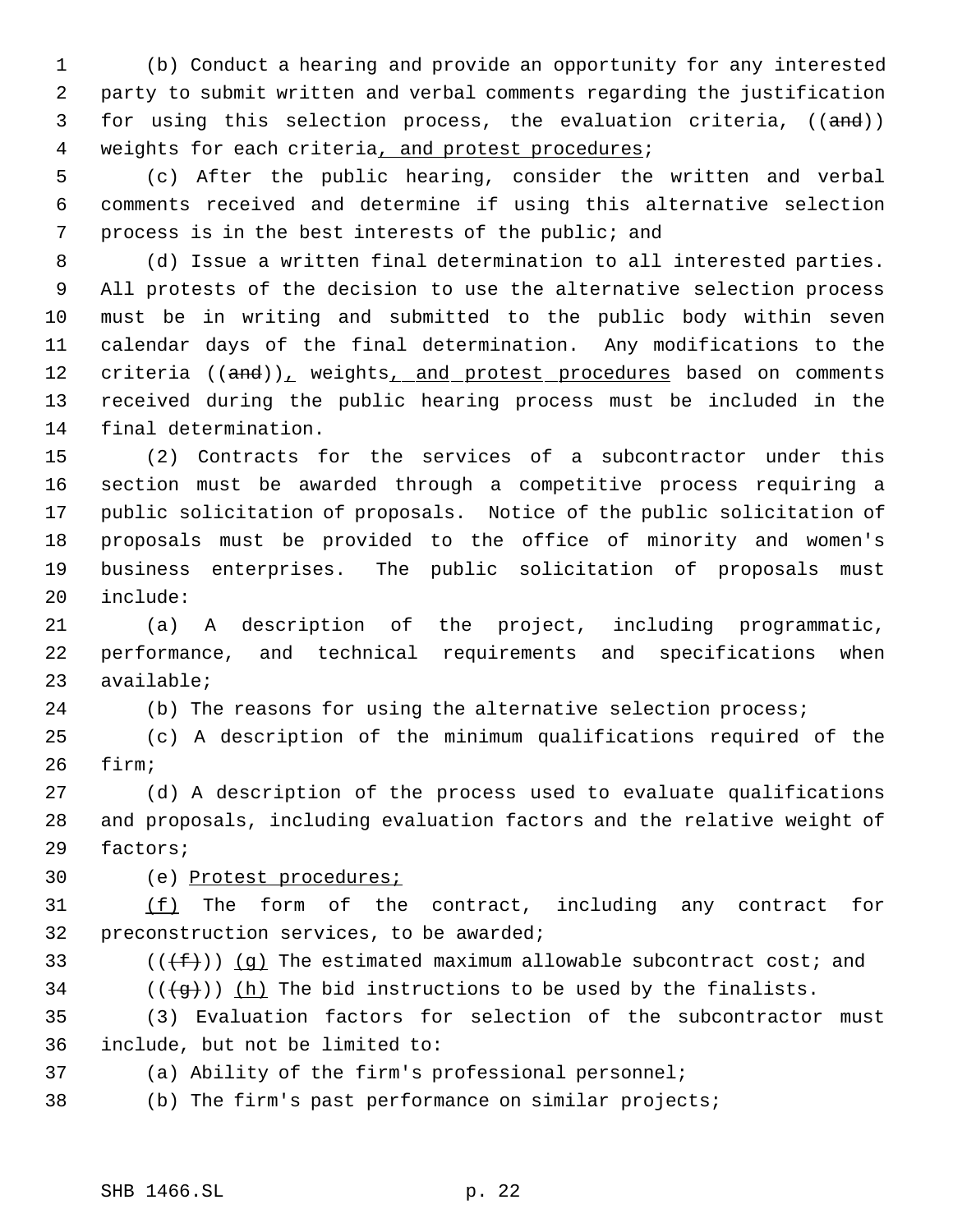(b) Conduct a hearing and provide an opportunity for any interested party to submit written and verbal comments regarding the justification for using this selection process, the evaluation criteria, ((and)) weights for each criteria, and protest procedures;

(c) After the public hearing, consider the written and verbal comments received and determine if using this alternative selection process is in the best interests of the public; and

(d) Issue a written final determination to all interested parties. All protests of the decision to use the alternative selection process must be in writing and submitted to the public body within seven calendar days of the final determination. Any modifications to the criteria ((and)), weights, and protest procedures based on comments received during the public hearing process must be included in the final determination.

(2) Contracts for the services of a subcontractor under this section must be awarded through a competitive process requiring a public solicitation of proposals. Notice of the public solicitation of proposals must be provided to the office of minority and women's business enterprises. The public solicitation of proposals must include:

(a) A description of the project, including programmatic, performance, and technical requirements and specifications when available;

(b) The reasons for using the alternative selection process;

(c) A description of the minimum qualifications required of the firm;

(d) A description of the process used to evaluate qualifications and proposals, including evaluation factors and the relative weight of factors;

(e) Protest procedures;

(f) The form of the contract, including any contract for preconstruction services, to be awarded;

((~~(f)~~)) (g) The estimated maximum allowable subcontract cost; and

((~~(g)~~)) (h) The bid instructions to be used by the finalists.

(3) Evaluation factors for selection of the subcontractor must include, but not be limited to:

(a) Ability of the firm's professional personnel;

(b) The firm's past performance on similar projects;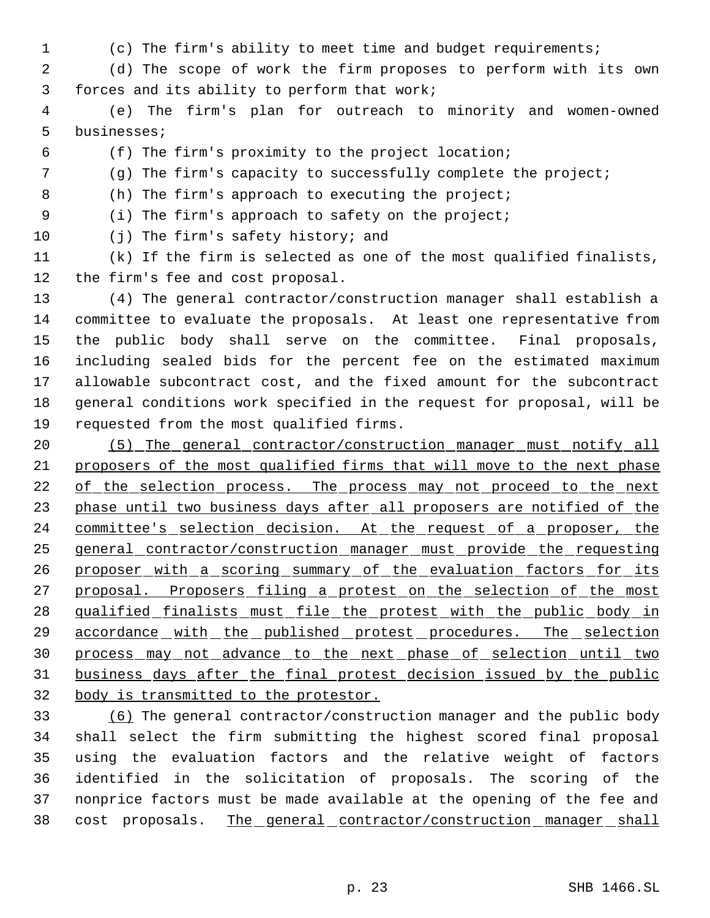(c) The firm's ability to meet time and budget requirements;

(d) The scope of work the firm proposes to perform with its own forces and its ability to perform that work;

(e) The firm's plan for outreach to minority and women-owned businesses;

(f) The firm's proximity to the project location;

(g) The firm's capacity to successfully complete the project;

(h) The firm's approach to executing the project;

(i) The firm's approach to safety on the project;

(j) The firm's safety history; and

(k) If the firm is selected as one of the most qualified finalists, the firm's fee and cost proposal.

(4) The general contractor/construction manager shall establish a committee to evaluate the proposals. At least one representative from the public body shall serve on the committee. Final proposals, including sealed bids for the percent fee on the estimated maximum allowable subcontract cost, and the fixed amount for the subcontract general conditions work specified in the request for proposal, will be requested from the most qualified firms.

<u>(5) The general contractor/construction manager must notify all proposers of the most qualified firms that will move to the next phase of the selection process. The process may not proceed to the next phase until two business days after all proposers are notified of the committee's selection decision. At the request of a proposer, the general contractor/construction manager must provide the requesting proposer with a scoring summary of the evaluation factors for its proposal. Proposers filing a protest on the selection of the most qualified finalists must file the protest with the public body in accordance with the published protest procedures. The selection process may not advance to the next phase of selection until two business days after the final protest decision issued by the public body is transmitted to the protestor.</u>

<u>(6)</u> The general contractor/construction manager and the public body shall select the firm submitting the highest scored final proposal using the evaluation factors and the relative weight of factors identified in the solicitation of proposals. The scoring of the nonprice factors must be made available at the opening of the fee and cost proposals. <u>The general contractor/construction manager shall</u>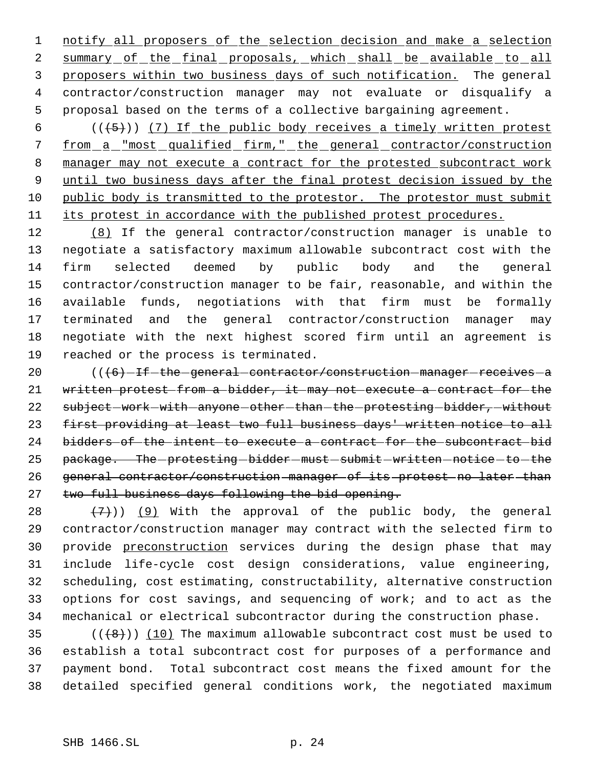notify all proposers of the selection decision and make a selection summary of the final proposals, which shall be available to all proposers within two business days of such notification. The general contractor/construction manager may not evaluate or disqualify a proposal based on the terms of a collective bargaining agreement.

(((5))) (7) If the public body receives a timely written protest from a "most qualified firm," the general contractor/construction manager may not execute a contract for the protested subcontract work until two business days after the final protest decision issued by the public body is transmitted to the protestor. The protestor must submit its protest in accordance with the published protest procedures.

(8) If the general contractor/construction manager is unable to negotiate a satisfactory maximum allowable subcontract cost with the firm selected deemed by public body and the general contractor/construction manager to be fair, reasonable, and within the available funds, negotiations with that firm must be formally terminated and the general contractor/construction manager may negotiate with the next highest scored firm until an agreement is reached or the process is terminated.

(((6) If the general contractor/construction manager receives a written protest from a bidder, it may not execute a contract for the subject work with anyone other than the protesting bidder, without first providing at least two full business days' written notice to all bidders of the intent to execute a contract for the subcontract bid package. The protesting bidder must submit written notice to the general contractor/construction manager of its protest no later than two full business days following the bid opening.

(7))) (9) With the approval of the public body, the general contractor/construction manager may contract with the selected firm to provide preconstruction services during the design phase that may include life-cycle cost design considerations, value engineering, scheduling, cost estimating, constructability, alternative construction options for cost savings, and sequencing of work; and to act as the mechanical or electrical subcontractor during the construction phase.

(((8))) (10) The maximum allowable subcontract cost must be used to establish a total subcontract cost for purposes of a performance and payment bond. Total subcontract cost means the fixed amount for the detailed specified general conditions work, the negotiated maximum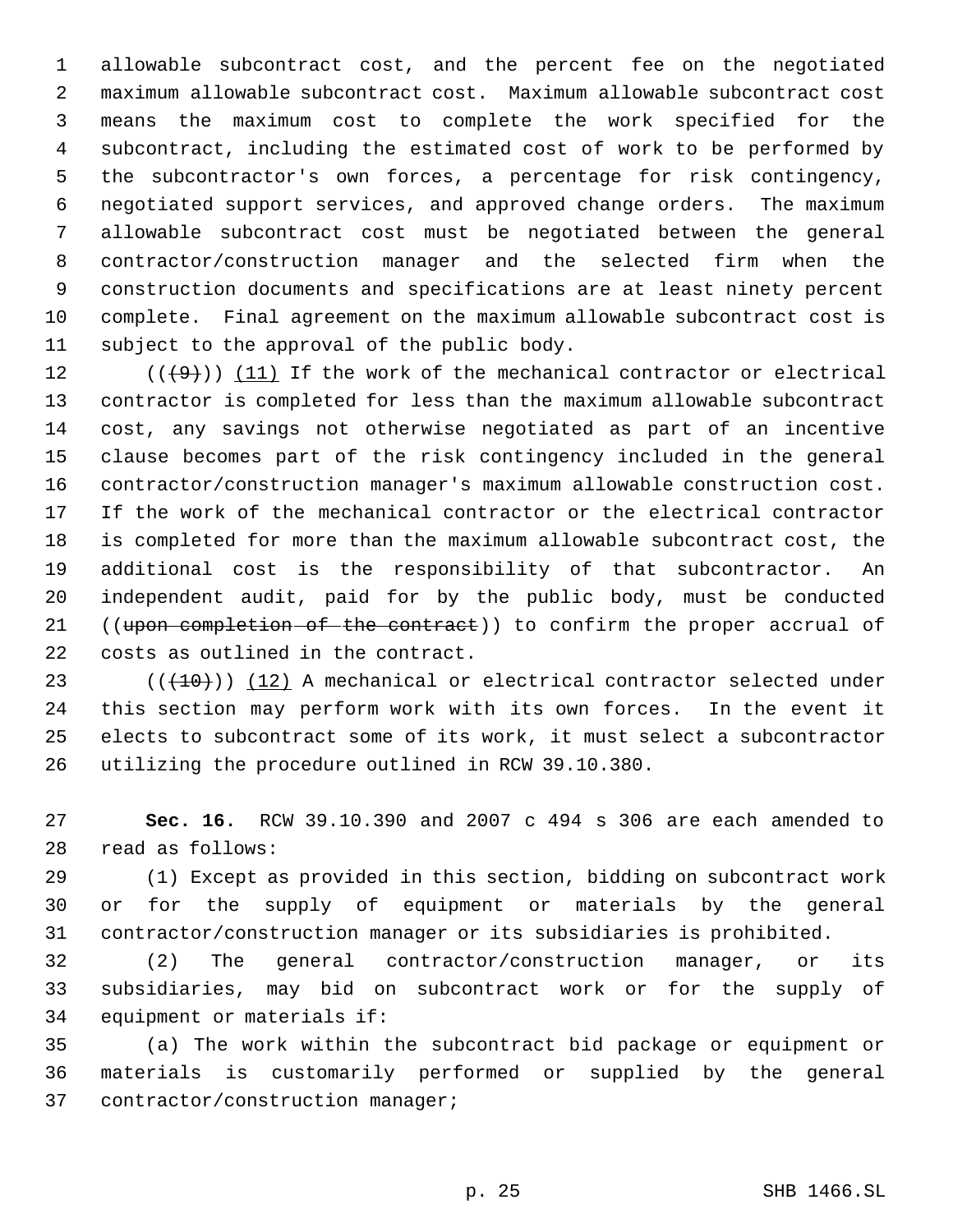allowable subcontract cost, and the percent fee on the negotiated maximum allowable subcontract cost. Maximum allowable subcontract cost means the maximum cost to complete the work specified for the subcontract, including the estimated cost of work to be performed by the subcontractor's own forces, a percentage for risk contingency, negotiated support services, and approved change orders. The maximum allowable subcontract cost must be negotiated between the general contractor/construction manager and the selected firm when the construction documents and specifications are at least ninety percent complete. Final agreement on the maximum allowable subcontract cost is subject to the approval of the public body.

(~~((9))~~) (11) If the work of the mechanical contractor or electrical contractor is completed for less than the maximum allowable subcontract cost, any savings not otherwise negotiated as part of an incentive clause becomes part of the risk contingency included in the general contractor/construction manager's maximum allowable construction cost. If the work of the mechanical contractor or the electrical contractor is completed for more than the maximum allowable subcontract cost, the additional cost is the responsibility of that subcontractor. An independent audit, paid for by the public body, must be conducted ((~~upon completion of the contract~~)) to confirm the proper accrual of costs as outlined in the contract.

(~~((10))~~) (12) A mechanical or electrical contractor selected under this section may perform work with its own forces. In the event it elects to subcontract some of its work, it must select a subcontractor utilizing the procedure outlined in RCW 39.10.380.

**Sec. 16.** RCW 39.10.390 and 2007 c 494 s 306 are each amended to read as follows:

(1) Except as provided in this section, bidding on subcontract work or for the supply of equipment or materials by the general contractor/construction manager or its subsidiaries is prohibited.

(2) The general contractor/construction manager, or its subsidiaries, may bid on subcontract work or for the supply of equipment or materials if:

(a) The work within the subcontract bid package or equipment or materials is customarily performed or supplied by the general contractor/construction manager;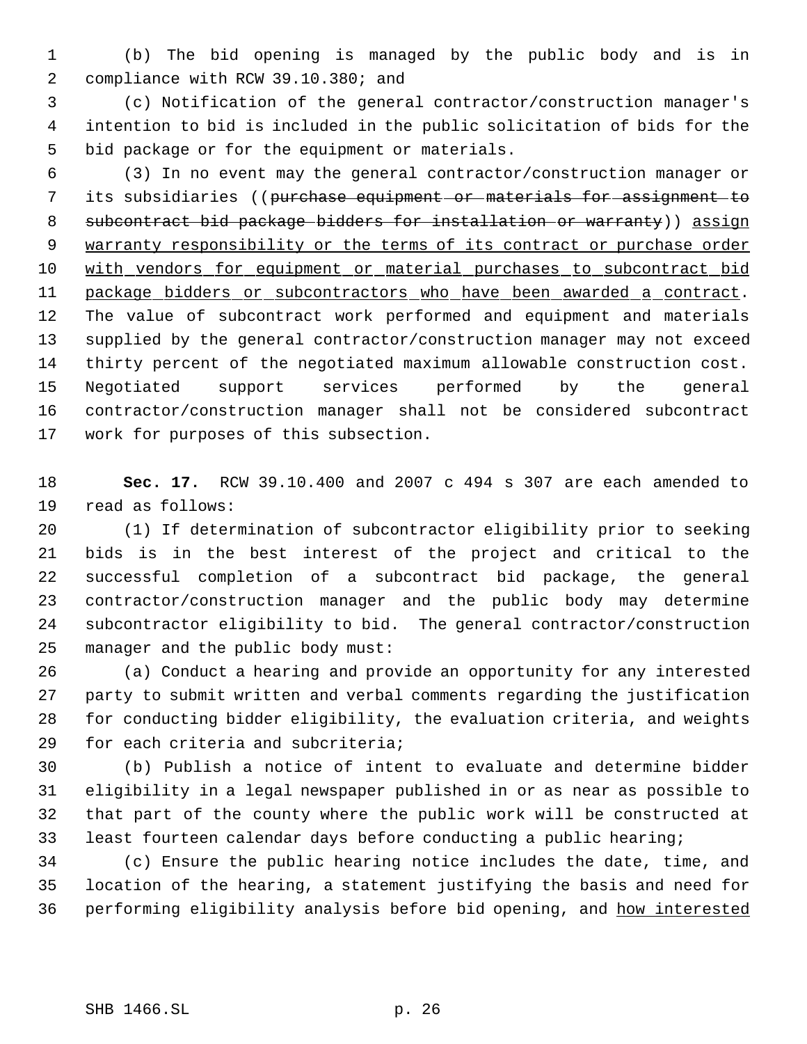(b) The bid opening is managed by the public body and is in compliance with RCW 39.10.380; and

(c) Notification of the general contractor/construction manager's intention to bid is included in the public solicitation of bids for the bid package or for the equipment or materials.

(3) In no event may the general contractor/construction manager or its subsidiaries ((~~purchase equipment or materials for assignment to subcontract bid package bidders for installation or warranty~~)) <u>assign warranty responsibility or the terms of its contract or purchase order with vendors for equipment or material purchases to subcontract bid package bidders or subcontractors who have been awarded a contract</u>. The value of subcontract work performed and equipment and materials supplied by the general contractor/construction manager may not exceed thirty percent of the negotiated maximum allowable construction cost. Negotiated support services performed by the general contractor/construction manager shall not be considered subcontract work for purposes of this subsection.

**Sec. 17.** RCW 39.10.400 and 2007 c 494 s 307 are each amended to read as follows:

(1) If determination of subcontractor eligibility prior to seeking bids is in the best interest of the project and critical to the successful completion of a subcontract bid package, the general contractor/construction manager and the public body may determine subcontractor eligibility to bid. The general contractor/construction manager and the public body must:

(a) Conduct a hearing and provide an opportunity for any interested party to submit written and verbal comments regarding the justification for conducting bidder eligibility, the evaluation criteria, and weights for each criteria and subcriteria;

(b) Publish a notice of intent to evaluate and determine bidder eligibility in a legal newspaper published in or as near as possible to that part of the county where the public work will be constructed at least fourteen calendar days before conducting a public hearing;

(c) Ensure the public hearing notice includes the date, time, and location of the hearing, a statement justifying the basis and need for performing eligibility analysis before bid opening, and <u>how interested</u>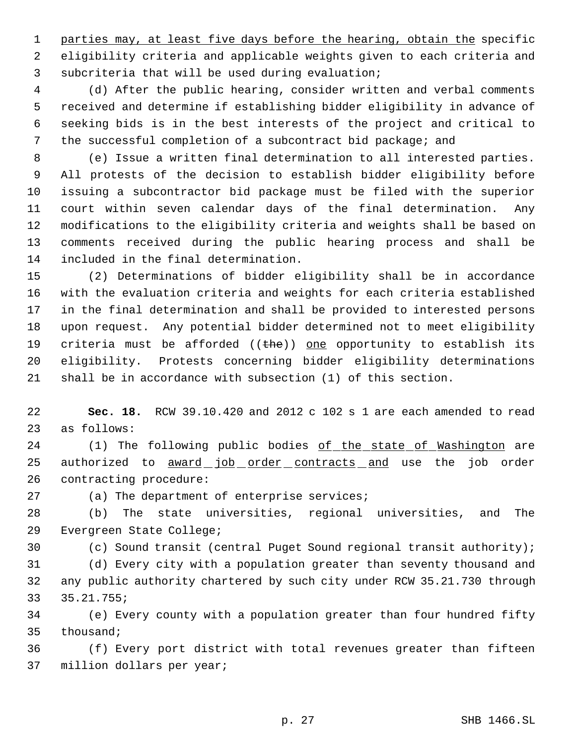parties may, at least five days before the hearing, obtain the specific eligibility criteria and applicable weights given to each criteria and subcriteria that will be used during evaluation;

(d) After the public hearing, consider written and verbal comments received and determine if establishing bidder eligibility in advance of seeking bids is in the best interests of the project and critical to the successful completion of a subcontract bid package; and

(e) Issue a written final determination to all interested parties. All protests of the decision to establish bidder eligibility before issuing a subcontractor bid package must be filed with the superior court within seven calendar days of the final determination. Any modifications to the eligibility criteria and weights shall be based on comments received during the public hearing process and shall be included in the final determination.

(2) Determinations of bidder eligibility shall be in accordance with the evaluation criteria and weights for each criteria established in the final determination and shall be provided to interested persons upon request. Any potential bidder determined not to meet eligibility criteria must be afforded ((~~the~~)) one opportunity to establish its eligibility. Protests concerning bidder eligibility determinations shall be in accordance with subsection (1) of this section.

**Sec. 18.** RCW 39.10.420 and 2012 c 102 s 1 are each amended to read as follows:

(1) The following public bodies of the state of Washington are authorized to award job order contracts and use the job order contracting procedure:

(a) The department of enterprise services;

(b) The state universities, regional universities, and The Evergreen State College;

(c) Sound transit (central Puget Sound regional transit authority);

(d) Every city with a population greater than seventy thousand and any public authority chartered by such city under RCW 35.21.730 through 35.21.755;

(e) Every county with a population greater than four hundred fifty thousand;

(f) Every port district with total revenues greater than fifteen million dollars per year;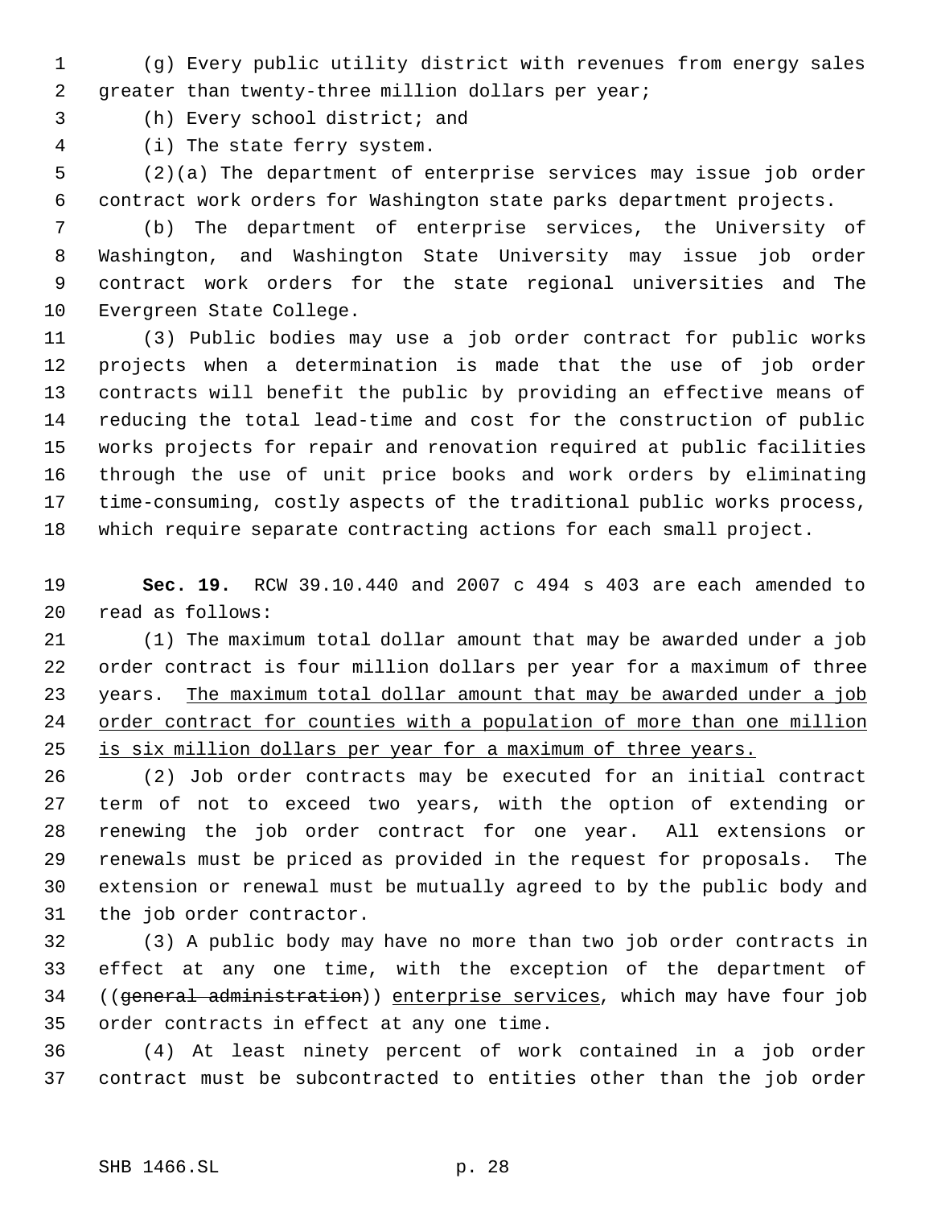(g) Every public utility district with revenues from energy sales greater than twenty-three million dollars per year;

(h) Every school district; and

(i) The state ferry system.

(2)(a) The department of enterprise services may issue job order contract work orders for Washington state parks department projects.

(b) The department of enterprise services, the University of Washington, and Washington State University may issue job order contract work orders for the state regional universities and The Evergreen State College.

(3) Public bodies may use a job order contract for public works projects when a determination is made that the use of job order contracts will benefit the public by providing an effective means of reducing the total lead-time and cost for the construction of public works projects for repair and renovation required at public facilities through the use of unit price books and work orders by eliminating time-consuming, costly aspects of the traditional public works process, which require separate contracting actions for each small project.

**Sec. 19.** RCW 39.10.440 and 2007 c 494 s 403 are each amended to read as follows:

(1) The maximum total dollar amount that may be awarded under a job order contract is four million dollars per year for a maximum of three years. <u>The maximum total dollar amount that may be awarded under a job order contract for counties with a population of more than one million is six million dollars per year for a maximum of three years.</u>

(2) Job order contracts may be executed for an initial contract term of not to exceed two years, with the option of extending or renewing the job order contract for one year. All extensions or renewals must be priced as provided in the request for proposals. The extension or renewal must be mutually agreed to by the public body and the job order contractor.

(3) A public body may have no more than two job order contracts in effect at any one time, with the exception of the department of ((~~general administration~~)) <u>enterprise services</u>, which may have four job order contracts in effect at any one time.

(4) At least ninety percent of work contained in a job order contract must be subcontracted to entities other than the job order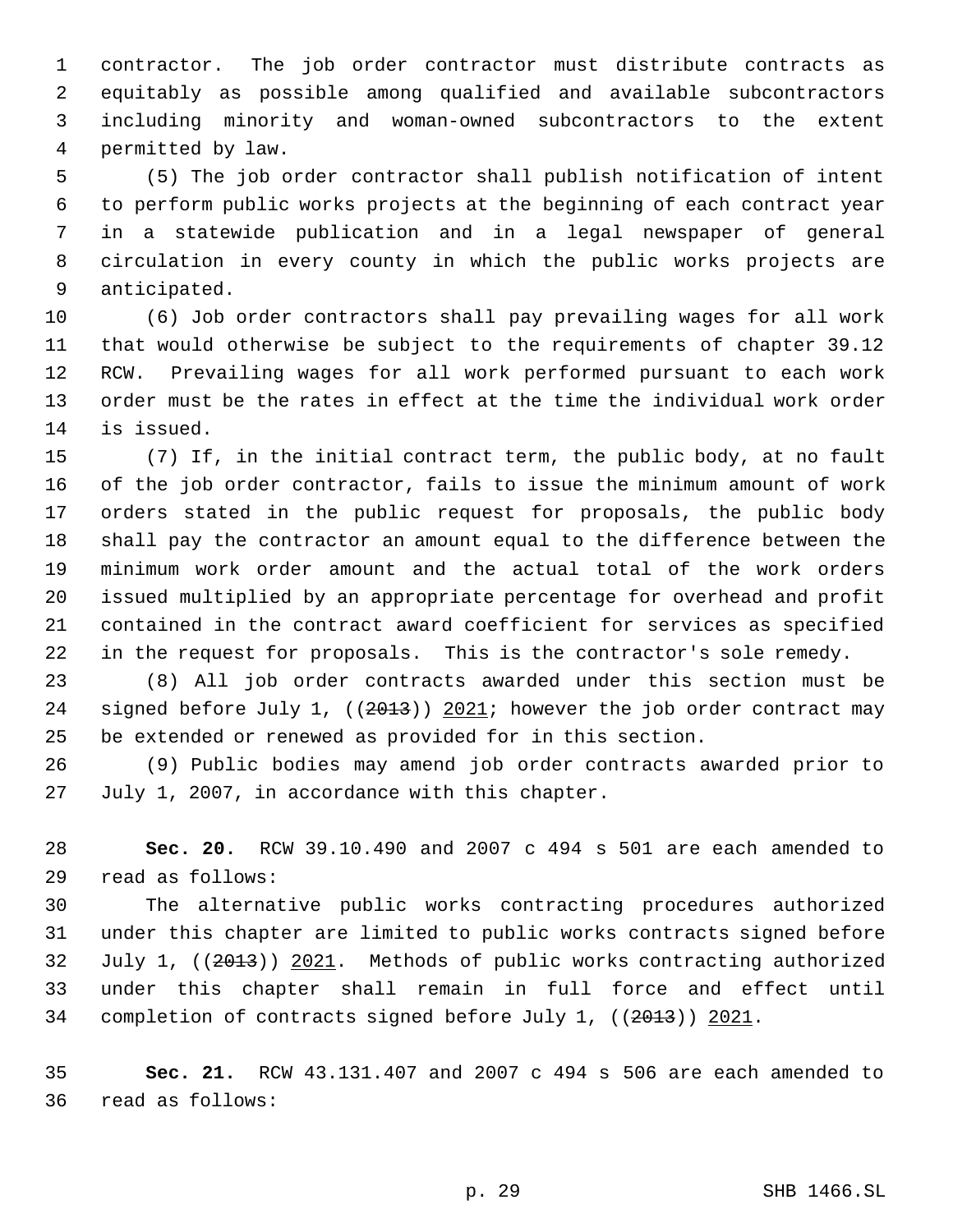contractor. The job order contractor must distribute contracts as equitably as possible among qualified and available subcontractors including minority and woman-owned subcontractors to the extent permitted by law.

(5) The job order contractor shall publish notification of intent to perform public works projects at the beginning of each contract year in a statewide publication and in a legal newspaper of general circulation in every county in which the public works projects are anticipated.

(6) Job order contractors shall pay prevailing wages for all work that would otherwise be subject to the requirements of chapter 39.12 RCW. Prevailing wages for all work performed pursuant to each work order must be the rates in effect at the time the individual work order is issued.

(7) If, in the initial contract term, the public body, at no fault of the job order contractor, fails to issue the minimum amount of work orders stated in the public request for proposals, the public body shall pay the contractor an amount equal to the difference between the minimum work order amount and the actual total of the work orders issued multiplied by an appropriate percentage for overhead and profit contained in the contract award coefficient for services as specified in the request for proposals. This is the contractor's sole remedy.

(8) All job order contracts awarded under this section must be signed before July 1, ((~~2013~~)) 2021; however the job order contract may be extended or renewed as provided for in this section.

(9) Public bodies may amend job order contracts awarded prior to July 1, 2007, in accordance with this chapter.

**Sec. 20.** RCW 39.10.490 and 2007 c 494 s 501 are each amended to read as follows:

The alternative public works contracting procedures authorized under this chapter are limited to public works contracts signed before July 1, ((~~2013~~)) 2021. Methods of public works contracting authorized under this chapter shall remain in full force and effect until completion of contracts signed before July 1, ((~~2013~~)) 2021.

**Sec. 21.** RCW 43.131.407 and 2007 c 494 s 506 are each amended to read as follows: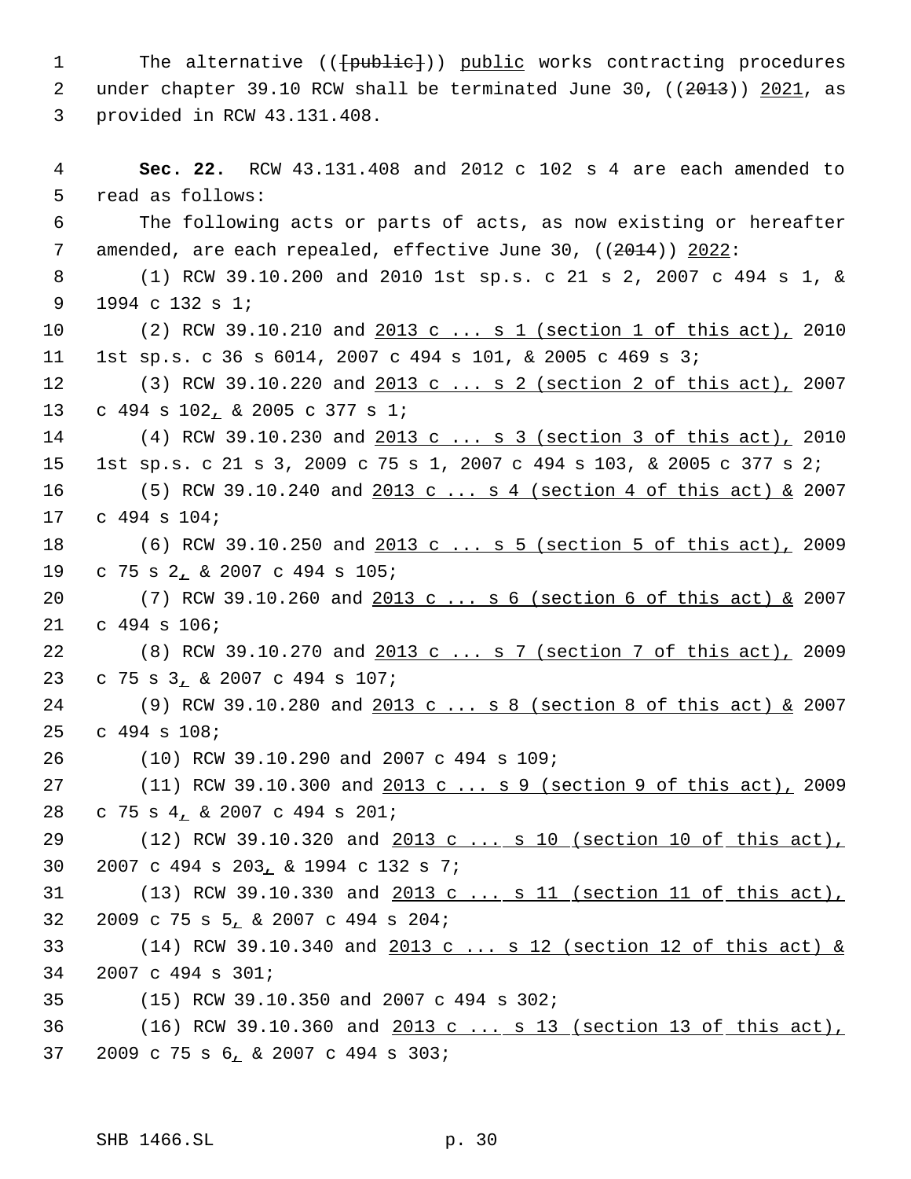The alternative (([public])) public works contracting procedures under chapter 39.10 RCW shall be terminated June 30, ((2013)) 2021, as provided in RCW 43.131.408.

**Sec. 22.** RCW 43.131.408 and 2012 c 102 s 4 are each amended to read as follows:

The following acts or parts of acts, as now existing or hereafter amended, are each repealed, effective June 30, ((2014)) 2022:

(1) RCW 39.10.200 and 2010 1st sp.s. c 21 s 2, 2007 c 494 s 1, & 1994 c 132 s 1;

(2) RCW 39.10.210 and 2013 c ... s 1 (section 1 of this act), 2010 1st sp.s. c 36 s 6014, 2007 c 494 s 101, & 2005 c 469 s 3;

(3) RCW 39.10.220 and 2013 c ... s 2 (section 2 of this act), 2007 c 494 s 102, & 2005 c 377 s 1;

(4) RCW 39.10.230 and 2013 c ... s 3 (section 3 of this act), 2010 1st sp.s. c 21 s 3, 2009 c 75 s 1, 2007 c 494 s 103, & 2005 c 377 s 2;

(5) RCW 39.10.240 and 2013 c ... s 4 (section 4 of this act) & 2007 c 494 s 104;

(6) RCW 39.10.250 and 2013 c ... s 5 (section 5 of this act), 2009 c 75 s 2, & 2007 c 494 s 105;

(7) RCW 39.10.260 and 2013 c ... s 6 (section 6 of this act) & 2007 c 494 s 106;

(8) RCW 39.10.270 and 2013 c ... s 7 (section 7 of this act), 2009 c 75 s 3, & 2007 c 494 s 107;

(9) RCW 39.10.280 and 2013 c ... s 8 (section 8 of this act) & 2007 c 494 s 108;

(10) RCW 39.10.290 and 2007 c 494 s 109;

(11) RCW 39.10.300 and 2013 c ... s 9 (section 9 of this act), 2009 c 75 s 4, & 2007 c 494 s 201;

(12) RCW 39.10.320 and 2013 c ... s 10 (section 10 of this act), 2007 c 494 s 203, & 1994 c 132 s 7;

(13) RCW 39.10.330 and 2013 c ... s 11 (section 11 of this act), 2009 c 75 s 5, & 2007 c 494 s 204;

(14) RCW 39.10.340 and 2013 c ... s 12 (section 12 of this act) & 2007 c 494 s 301;

(15) RCW 39.10.350 and 2007 c 494 s 302;

(16) RCW 39.10.360 and 2013 c ... s 13 (section 13 of this act), 2009 c 75 s 6, & 2007 c 494 s 303;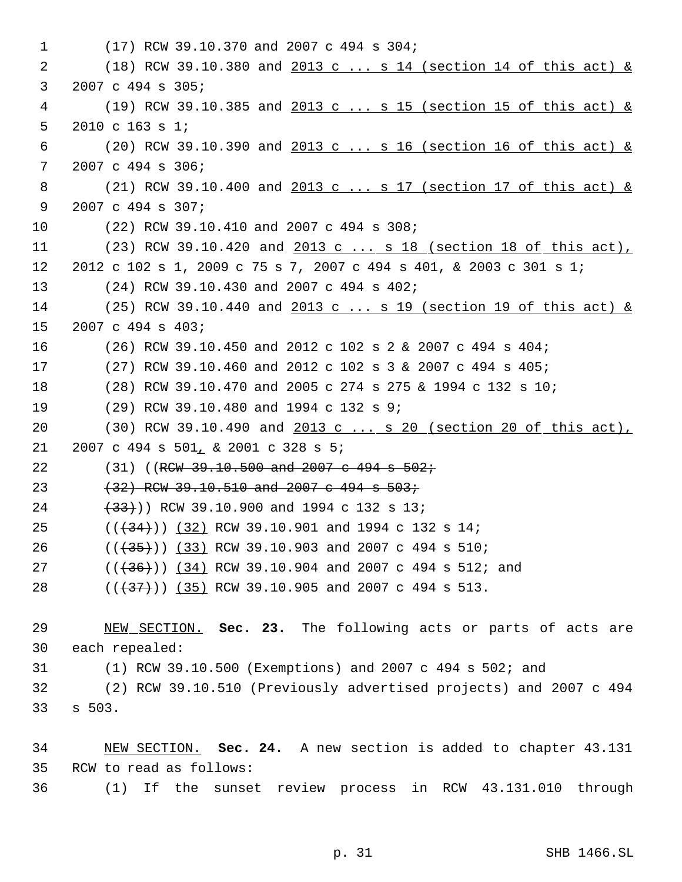(17) RCW 39.10.370 and 2007 c 494 s 304;

(18) RCW 39.10.380 and 2013 c ... s 14 (section 14 of this act) & 2007 c 494 s 305;

(19) RCW 39.10.385 and 2013 c ... s 15 (section 15 of this act) & 2010 c 163 s 1;

(20) RCW 39.10.390 and 2013 c ... s 16 (section 16 of this act) & 2007 c 494 s 306;

(21) RCW 39.10.400 and 2013 c ... s 17 (section 17 of this act) & 2007 c 494 s 307;

(22) RCW 39.10.410 and 2007 c 494 s 308;

(23) RCW 39.10.420 and 2013 c ... s 18 (section 18 of this act), 2012 c 102 s 1, 2009 c 75 s 7, 2007 c 494 s 401, & 2003 c 301 s 1;

(24) RCW 39.10.430 and 2007 c 494 s 402;

(25) RCW 39.10.440 and 2013 c ... s 19 (section 19 of this act) & 2007 c 494 s 403;

(26) RCW 39.10.450 and 2012 c 102 s 2 & 2007 c 494 s 404;

(27) RCW 39.10.460 and 2012 c 102 s 3 & 2007 c 494 s 405;

(28) RCW 39.10.470 and 2005 c 274 s 275 & 1994 c 132 s 10;

(29) RCW 39.10.480 and 1994 c 132 s 9;

(30) RCW 39.10.490 and 2013 c ... s 20 (section 20 of this act), 2007 c 494 s 501, & 2001 c 328 s 5;

(31) ((~~RCW 39.10.500 and 2007 c 494 s 502;~~

~~(32) RCW 39.10.510 and 2007 c 494 s 503;~~

~~(33)~~)) RCW 39.10.900 and 1994 c 132 s 13;

((~~(34)~~)) (32) RCW 39.10.901 and 1994 c 132 s 14;

((~~(35)~~)) (33) RCW 39.10.903 and 2007 c 494 s 510;

((~~(36)~~)) (34) RCW 39.10.904 and 2007 c 494 s 512; and

((~~(37)~~)) (35) RCW 39.10.905 and 2007 c 494 s 513.

NEW SECTION. **Sec. 23.** The following acts or parts of acts are each repealed:

(1) RCW 39.10.500 (Exemptions) and 2007 c 494 s 502; and

(2) RCW 39.10.510 (Previously advertised projects) and 2007 c 494 s 503.

NEW SECTION. **Sec. 24.** A new section is added to chapter 43.131 RCW to read as follows:

(1) If the sunset review process in RCW 43.131.010 through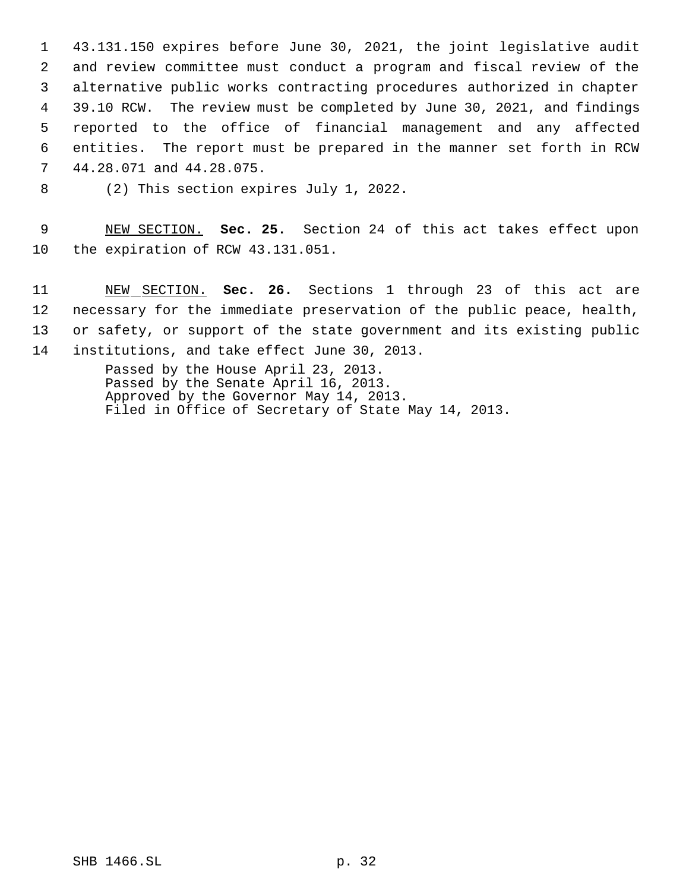43.131.150 expires before June 30, 2021, the joint legislative audit and review committee must conduct a program and fiscal review of the alternative public works contracting procedures authorized in chapter 39.10 RCW. The review must be completed by June 30, 2021, and findings reported to the office of financial management and any affected entities. The report must be prepared in the manner set forth in RCW 44.28.071 and 44.28.075.

(2) This section expires July 1, 2022.

NEW SECTION. **Sec. 25.** Section 24 of this act takes effect upon the expiration of RCW 43.131.051.

NEW SECTION. **Sec. 26.** Sections 1 through 23 of this act are necessary for the immediate preservation of the public peace, health, or safety, or support of the state government and its existing public institutions, and take effect June 30, 2013.

Passed by the House April 23, 2013.
Passed by the Senate April 16, 2013.
Approved by the Governor May 14, 2013.
Filed in Office of Secretary of State May 14, 2013.